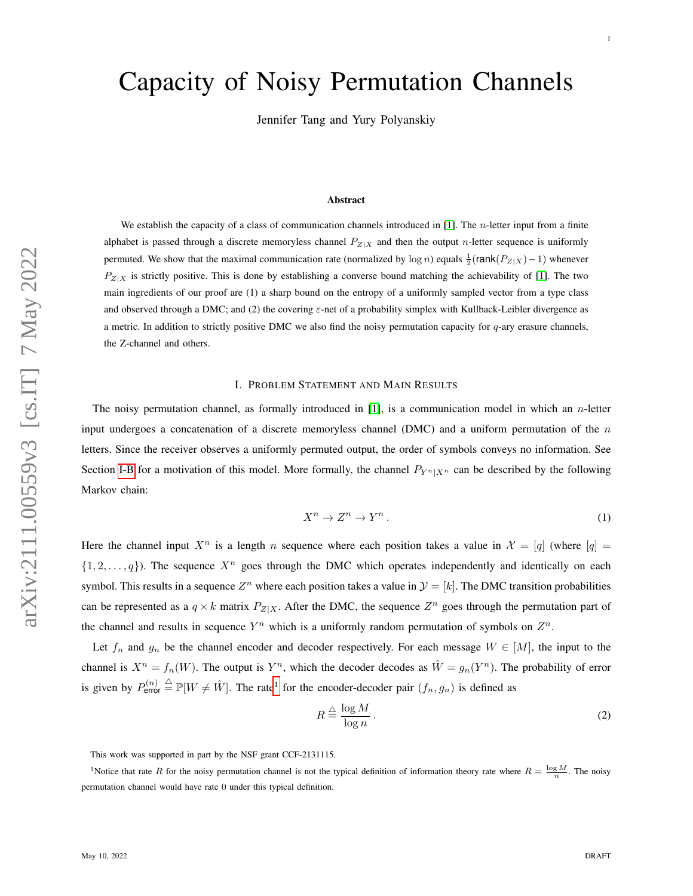# Capacity of Noisy Permutation Channels

Jennifer Tang and Yury Polyanskiy

### Abstract

We establish the capacity of a class of communication channels introduced in [1]. The $n$-letter input from a finite alphabet is passed through a discrete memoryless channel $P_{Z|X}$ and then the output $n$-letter sequence is uniformly permuted. We show that the maximal communication rate (normalized by $\log n$) equals $\frac{1}{2}(\mathsf{rank}(P_{Z|X})-1)$ whenever $P_{Z|X}$ is strictly positive. This is done by establishing a converse bound matching the achievability of [1]. The two main ingredients of our proof are (1) a sharp bound on the entropy of a uniformly sampled vector from a type class and observed through a DMC; and (2) the covering $\varepsilon$-net of a probability simplex with Kullback-Leibler divergence as a metric. In addition to strictly positive DMC we also find the noisy permutation capacity for $q$-ary erasure channels, the Z-channel and others.

## I. Problem Statement and Main Results

The noisy permutation channel, as formally introduced in [1], is a communication model in which an $n$-letter input undergoes a concatenation of a discrete memoryless channel (DMC) and a uniform permutation of the $n$ letters. Since the receiver observes a uniformly permuted output, the order of symbols conveys no information. See Section I-B for a motivation of this model. More formally, the channel $P_{Y^n|X^n}$ can be described by the following Markov chain:

$$X^n \to Z^n \to Y^n \,. \tag{1}$$

Here the channel input $X^n$ is a length $n$ sequence where each position takes a value in $\mathcal{X} = [q]$ (where $[q] = \{1, 2, \ldots, q\}$). The sequence $X^n$ goes through the DMC which operates independently and identically on each symbol. This results in a sequence $Z^n$ where each position takes a value in $\mathcal{Y} = [k]$. The DMC transition probabilities can be represented as a $q \times k$ matrix $P_{Z|X}$. After the DMC, the sequence $Z^n$ goes through the permutation part of the channel and results in sequence $Y^n$ which is a uniformly random permutation of symbols on $Z^n$.

Let $f_n$ and $g_n$ be the channel encoder and decoder respectively. For each message $W \in [M]$, the input to the channel is $X^n = f_n(W)$. The output is $Y^n$, which the decoder decodes as $\hat{W} = g_n(Y^n)$. The probability of error is given by $P_{\mathsf{error}}^{(n)} \triangleq \mathbb{P}[W \neq \hat{W}]$. The rate[1] for the encoder-decoder pair $(f_n, g_n)$ is defined as

$$R \triangleq \frac{\log M}{\log n} \,. \tag{2}$$

This work was supported in part by the NSF grant CCF-2131115.

[1] Notice that rate $R$ for the noisy permutation channel is not the typical definition of information theory rate where $R = \frac{\log M}{n}$. The noisy permutation channel would have rate 0 under this typical definition.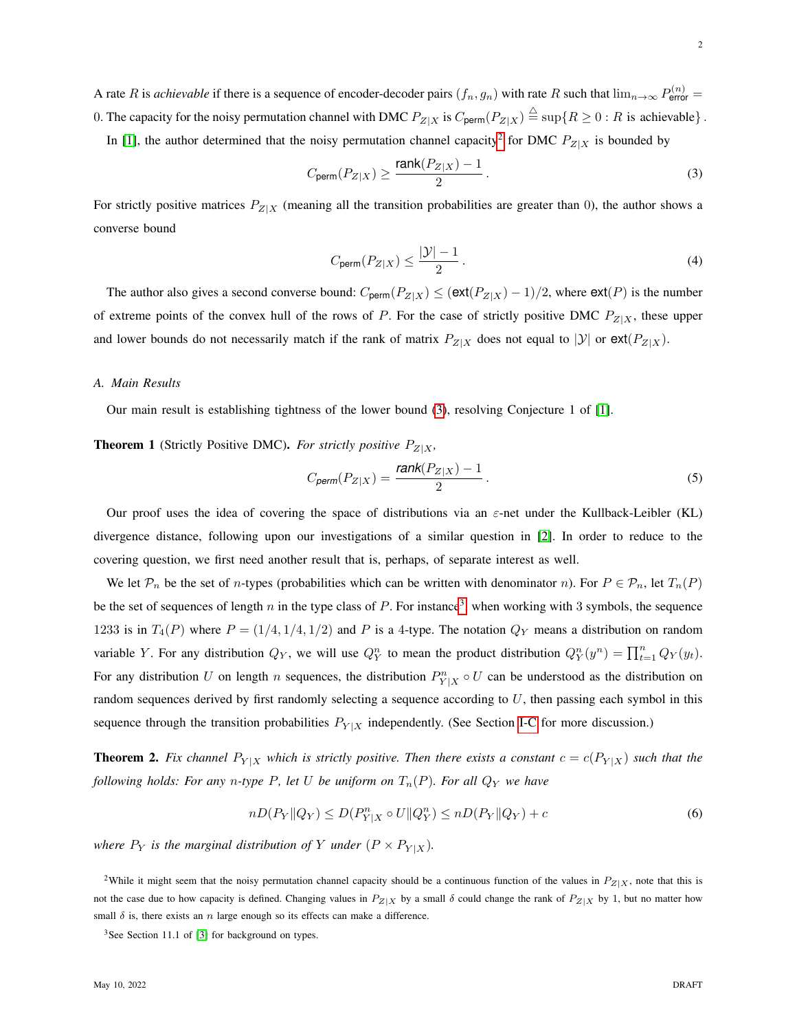A rate $R$ is *achievable* if there is a sequence of encoder-decoder pairs $(f_n, g_n)$ with rate $R$ such that $\lim_{n\to\infty} P_{\mathsf{error}}^{(n)} = 0$. The capacity for the noisy permutation channel with DMC $P_{Z|X}$ is $C_{\mathsf{perm}}(P_{Z|X}) \triangleq \sup\{R \geq 0 : R \text{ is achievable}\}$.

In [1], the author determined that the noisy permutation channel capacity[2] for DMC $P_{Z|X}$ is bounded by

$$C_{\mathsf{perm}}(P_{Z|X}) \geq \frac{\mathsf{rank}(P_{Z|X}) - 1}{2}. \tag{3}$$

For strictly positive matrices $P_{Z|X}$ (meaning all the transition probabilities are greater than 0), the author shows a converse bound

$$C_{\mathsf{perm}}(P_{Z|X}) \leq \frac{|\mathcal{Y}| - 1}{2}. \tag{4}$$

The author also gives a second converse bound: $C_{\mathsf{perm}}(P_{Z|X}) \leq (\mathsf{ext}(P_{Z|X}) - 1)/2$, where $\mathsf{ext}(P)$ is the number of extreme points of the convex hull of the rows of $P$. For the case of strictly positive DMC $P_{Z|X}$, these upper and lower bounds do not necessarily match if the rank of matrix $P_{Z|X}$ does not equal to $|\mathcal{Y}|$ or $\mathsf{ext}(P_{Z|X})$.

### A. Main Results

Our main result is establishing tightness of the lower bound (3), resolving Conjecture 1 of [1].

**Theorem 1** (Strictly Positive DMC). *For strictly positive $P_{Z|X}$,*

$$C_{\mathsf{perm}}(P_{Z|X}) = \frac{\mathsf{rank}(P_{Z|X}) - 1}{2}. \tag{5}$$

Our proof uses the idea of covering the space of distributions via an $\varepsilon$-net under the Kullback-Leibler (KL) divergence distance, following upon our investigations of a similar question in [2]. In order to reduce to the covering question, we first need another result that is, perhaps, of separate interest as well.

We let $\mathcal{P}_n$ be the set of $n$-types (probabilities which can be written with denominator $n$). For $P \in \mathcal{P}_n$, let $T_n(P)$ be the set of sequences of length $n$ in the type class of $P$. For instance[3] when working with 3 symbols, the sequence 1233 is in $T_4(P)$ where $P = (1/4, 1/4, 1/2)$ and $P$ is a 4-type. The notation $Q_Y$ means a distribution on random variable $Y$. For any distribution $Q_Y$, we will use $Q_Y^n$ to mean the product distribution $Q_Y^n(y^n) = \prod_{t=1}^n Q_Y(y_t)$. For any distribution $U$ on length $n$ sequences, the distribution $P_{Y|X}^n \circ U$ can be understood as the distribution on random sequences derived by first randomly selecting a sequence according to $U$, then passing each symbol in this sequence through the transition probabilities $P_{Y|X}$ independently. (See Section I-C for more discussion.)

**Theorem 2.** *Fix channel $P_{Y|X}$ which is strictly positive. Then there exists a constant $c = c(P_{Y|X})$ such that the following holds: For any $n$-type $P$, let $U$ be uniform on $T_n(P)$. For all $Q_Y$ we have*

$$nD(P_Y \| Q_Y) \leq D(P_{Y|X}^n \circ U \| Q_Y^n) \leq nD(P_Y \| Q_Y) + c \tag{6}$$

*where $P_Y$ is the marginal distribution of $Y$ under $(P \times P_{Y|X})$.*

[2]While it might seem that the noisy permutation channel capacity should be a continuous function of the values in $P_{Z|X}$, note that this is not the case due to how capacity is defined. Changing values in $P_{Z|X}$ by a small $\delta$ could change the rank of $P_{Z|X}$ by 1, but no matter how small $\delta$ is, there exists an $n$ large enough so its effects can make a difference.

[3]See Section 11.1 of [3] for background on types.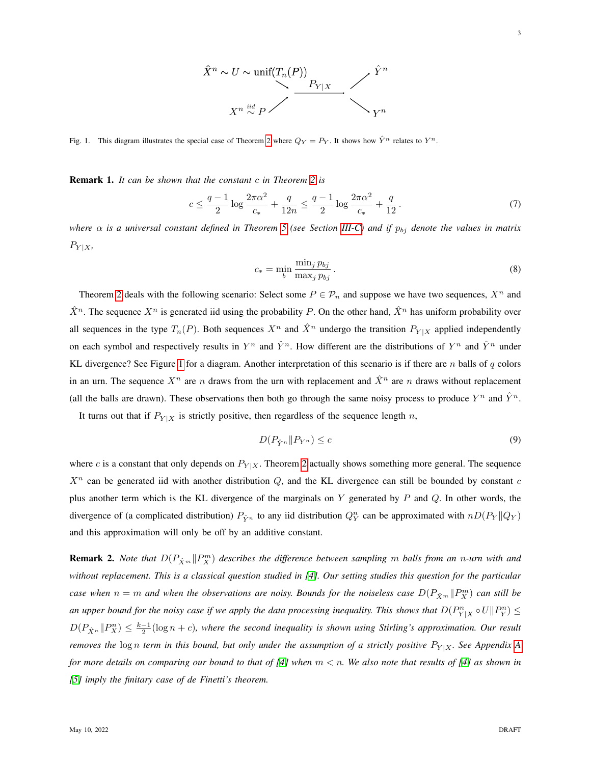$$\hat{X}^n \sim U \sim \text{unif}(T_n(P)) \searrow \xrightarrow{P_{Y|X}} \nearrow \hat{Y}^n$$

$$X^n \overset{iid}{\sim} P \nearrow \qquad \searrow Y^n$$

Fig. 1. This diagram illustrates the special case of Theorem 2 where $Q_Y = P_Y$. It shows how $\hat{Y}^n$ relates to $Y^n$.

**Remark 1.** *It can be shown that the constant $c$ in Theorem 2 is*

$$c \leq \frac{q-1}{2} \log \frac{2\pi\alpha^2}{c_*} + \frac{q}{12n} \leq \frac{q-1}{2} \log \frac{2\pi\alpha^2}{c_*} + \frac{q}{12}. \tag{7}$$

*where $\alpha$ is a universal constant defined in Theorem 5 (see Section III-C) and if $p_{bj}$ denote the values in matrix $P_{Y|X}$,*

$$c_* = \min_b \frac{\min_j p_{bj}}{\max_j p_{bj}}. \tag{8}$$

Theorem 2 deals with the following scenario: Select some $P \in \mathcal{P}_n$ and suppose we have two sequences, $X^n$ and $\hat{X}^n$. The sequence $X^n$ is generated iid using the probability $P$. On the other hand, $\hat{X}^n$ has uniform probability over all sequences in the type $T_n(P)$. Both sequences $X^n$ and $\hat{X}^n$ undergo the transition $P_{Y|X}$ applied independently on each symbol and respectively results in $Y^n$ and $\hat{Y}^n$. How different are the distributions of $Y^n$ and $\hat{Y}^n$ under KL divergence? See Figure 1 for a diagram. Another interpretation of this scenario is if there are $n$ balls of $q$ colors in an urn. The sequence $X^n$ are $n$ draws from the urn with replacement and $\hat{X}^n$ are $n$ draws without replacement (all the balls are drawn). These observations then both go through the same noisy process to produce $Y^n$ and $\hat{Y}^n$.

It turns out that if $P_{Y|X}$ is strictly positive, then regardless of the sequence length $n$,

$$D(P_{\hat{Y}^n} \| P_{Y^n}) \leq c \tag{9}$$

where $c$ is a constant that only depends on $P_{Y|X}$. Theorem 2 actually shows something more general. The sequence $X^n$ can be generated iid with another distribution $Q$, and the KL divergence can still be bounded by constant $c$ plus another term which is the KL divergence of the marginals on $Y$ generated by $P$ and $Q$. In other words, the divergence of (a complicated distribution) $P_{\hat{Y}^n}$ to any iid distribution $Q_Y^n$ can be approximated with $nD(P_Y \| Q_Y)$ and this approximation will only be off by an additive constant.

**Remark 2.** *Note that $D(P_{\hat{X}^m} \| P_X^m)$ describes the difference between sampling $m$ balls from an $n$-urn with and without replacement. This is a classical question studied in [4]. Our setting studies this question for the particular case when $n = m$ and when the observations are noisy. Bounds for the noiseless case $D(P_{\hat{X}^m} \| P_X^m)$ can still be an upper bound for the noisy case if we apply the data processing inequality. This shows that $D(P_{Y|X}^n \circ U \| P_Y^n) \leq D(P_{\hat{X}^n} \| P_X^n) \leq \frac{k-1}{2}(\log n + c)$, where the second inequality is shown using Stirling's approximation. Our result removes the $\log n$ term in this bound, but only under the assumption of a strictly positive $P_{Y|X}$. See Appendix A for more details on comparing our bound to that of [4] when $m < n$. We also note that results of [4] as shown in [5] imply the finitary case of de Finetti's theorem.*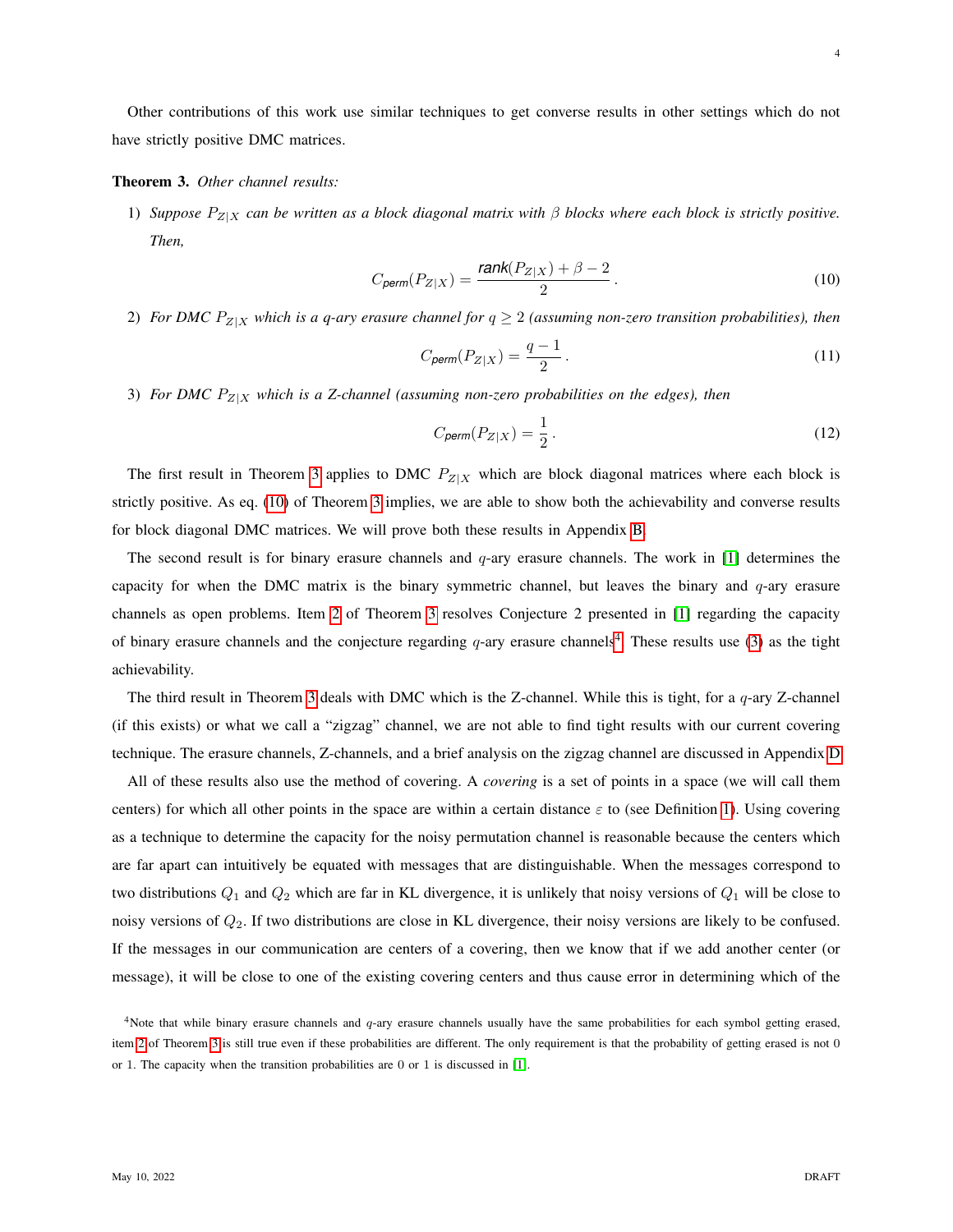Other contributions of this work use similar techniques to get converse results in other settings which do not have strictly positive DMC matrices.

**Theorem 3.** *Other channel results:*

1) *Suppose $P_{Z|X}$ can be written as a block diagonal matrix with $\beta$ blocks where each block is strictly positive. Then,*

$$C_{perm}(P_{Z|X}) = \frac{rank(P_{Z|X}) + \beta - 2}{2} \,. \tag{10}$$

2) *For DMC $P_{Z|X}$ which is a $q$-ary erasure channel for $q \geq 2$ (assuming non-zero transition probabilities), then*

$$C_{perm}(P_{Z|X}) = \frac{q-1}{2} \,. \tag{11}$$

3) *For DMC $P_{Z|X}$ which is a Z-channel (assuming non-zero probabilities on the edges), then*

$$C_{perm}(P_{Z|X}) = \frac{1}{2} \,. \tag{12}$$

The first result in Theorem 3 applies to DMC $P_{Z|X}$ which are block diagonal matrices where each block is strictly positive. As eq. (10) of Theorem 3 implies, we are able to show both the achievability and converse results for block diagonal DMC matrices. We will prove both these results in Appendix B.

The second result is for binary erasure channels and $q$-ary erasure channels. The work in [1] determines the capacity for when the DMC matrix is the binary symmetric channel, but leaves the binary and $q$-ary erasure channels as open problems. Item 2 of Theorem 3 resolves Conjecture 2 presented in [1] regarding the capacity of binary erasure channels and the conjecture regarding $q$-ary erasure channels[4]. These results use (3) as the tight achievability.

The third result in Theorem 3 deals with DMC which is the Z-channel. While this is tight, for a $q$-ary Z-channel (if this exists) or what we call a "zigzag" channel, we are not able to find tight results with our current covering technique. The erasure channels, Z-channels, and a brief analysis on the zigzag channel are discussed in Appendix D.

All of these results also use the method of covering. A *covering* is a set of points in a space (we will call them centers) for which all other points in the space are within a certain distance $\varepsilon$ to (see Definition 1). Using covering as a technique to determine the capacity for the noisy permutation channel is reasonable because the centers which are far apart can intuitively be equated with messages that are distinguishable. When the messages correspond to two distributions $Q_1$ and $Q_2$ which are far in KL divergence, it is unlikely that noisy versions of $Q_1$ will be close to noisy versions of $Q_2$. If two distributions are close in KL divergence, their noisy versions are likely to be confused. If the messages in our communication are centers of a covering, then we know that if we add another center (or message), it will be close to one of the existing covering centers and thus cause error in determining which of the

[4]Note that while binary erasure channels and $q$-ary erasure channels usually have the same probabilities for each symbol getting erased, item 2 of Theorem 3 is still true even if these probabilities are different. The only requirement is that the probability of getting erased is not 0 or 1. The capacity when the transition probabilities are 0 or 1 is discussed in [1].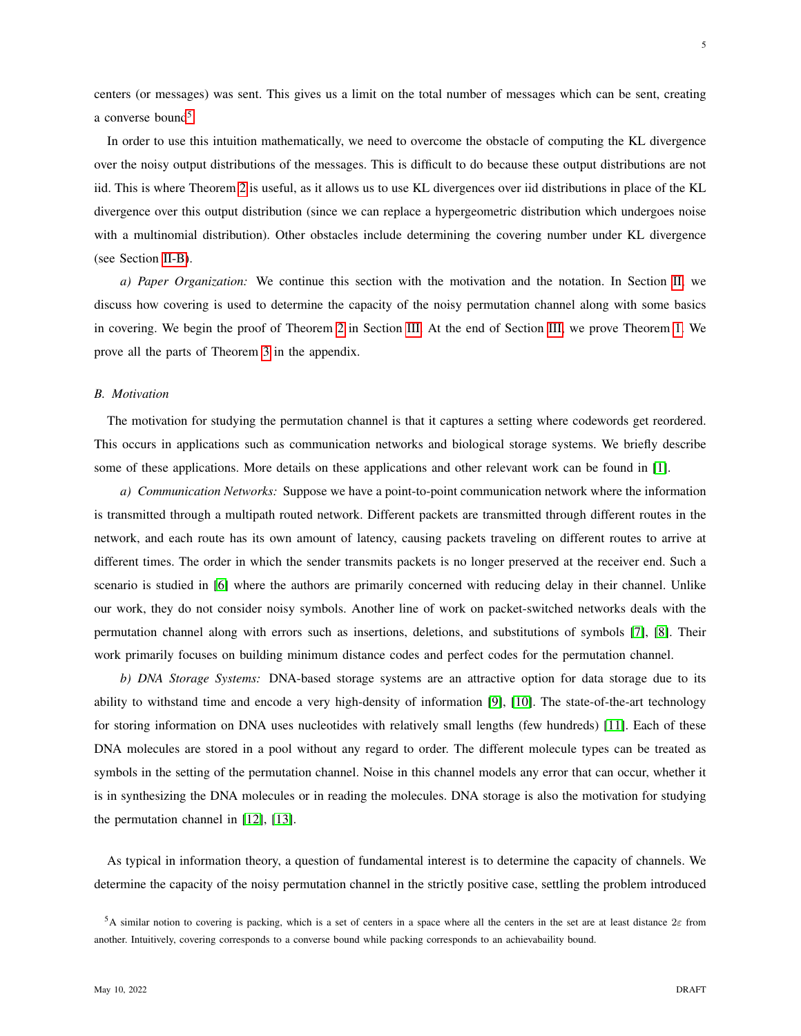centers (or messages) was sent. This gives us a limit on the total number of messages which can be sent, creating a converse bound[5].

In order to use this intuition mathematically, we need to overcome the obstacle of computing the KL divergence over the noisy output distributions of the messages. This is difficult to do because these output distributions are not iid. This is where Theorem 2 is useful, as it allows us to use KL divergences over iid distributions in place of the KL divergence over this output distribution (since we can replace a hypergeometric distribution which undergoes noise with a multinomial distribution). Other obstacles include determining the covering number under KL divergence (see Section II-B).

*a) Paper Organization:* We continue this section with the motivation and the notation. In Section II, we discuss how covering is used to determine the capacity of the noisy permutation channel along with some basics in covering. We begin the proof of Theorem 2 in Section III. At the end of Section III, we prove Theorem 1. We prove all the parts of Theorem 3 in the appendix.

### B. Motivation

The motivation for studying the permutation channel is that it captures a setting where codewords get reordered. This occurs in applications such as communication networks and biological storage systems. We briefly describe some of these applications. More details on these applications and other relevant work can be found in [1].

*a) Communication Networks:* Suppose we have a point-to-point communication network where the information is transmitted through a multipath routed network. Different packets are transmitted through different routes in the network, and each route has its own amount of latency, causing packets traveling on different routes to arrive at different times. The order in which the sender transmits packets is no longer preserved at the receiver end. Such a scenario is studied in [6] where the authors are primarily concerned with reducing delay in their channel. Unlike our work, they do not consider noisy symbols. Another line of work on packet-switched networks deals with the permutation channel along with errors such as insertions, deletions, and substitutions of symbols [7], [8]. Their work primarily focuses on building minimum distance codes and perfect codes for the permutation channel.

*b) DNA Storage Systems:* DNA-based storage systems are an attractive option for data storage due to its ability to withstand time and encode a very high-density of information [9], [10]. The state-of-the-art technology for storing information on DNA uses nucleotides with relatively small lengths (few hundreds) [11]. Each of these DNA molecules are stored in a pool without any regard to order. The different molecule types can be treated as symbols in the setting of the permutation channel. Noise in this channel models any error that can occur, whether it is in synthesizing the DNA molecules or in reading the molecules. DNA storage is also the motivation for studying the permutation channel in [12], [13].

As typical in information theory, a question of fundamental interest is to determine the capacity of channels. We determine the capacity of the noisy permutation channel in the strictly positive case, settling the problem introduced

[5] A similar notion to covering is packing, which is a set of centers in a space where all the centers in the set are at least distance $2\varepsilon$ from another. Intuitively, covering corresponds to a converse bound while packing corresponds to an achievabaility bound.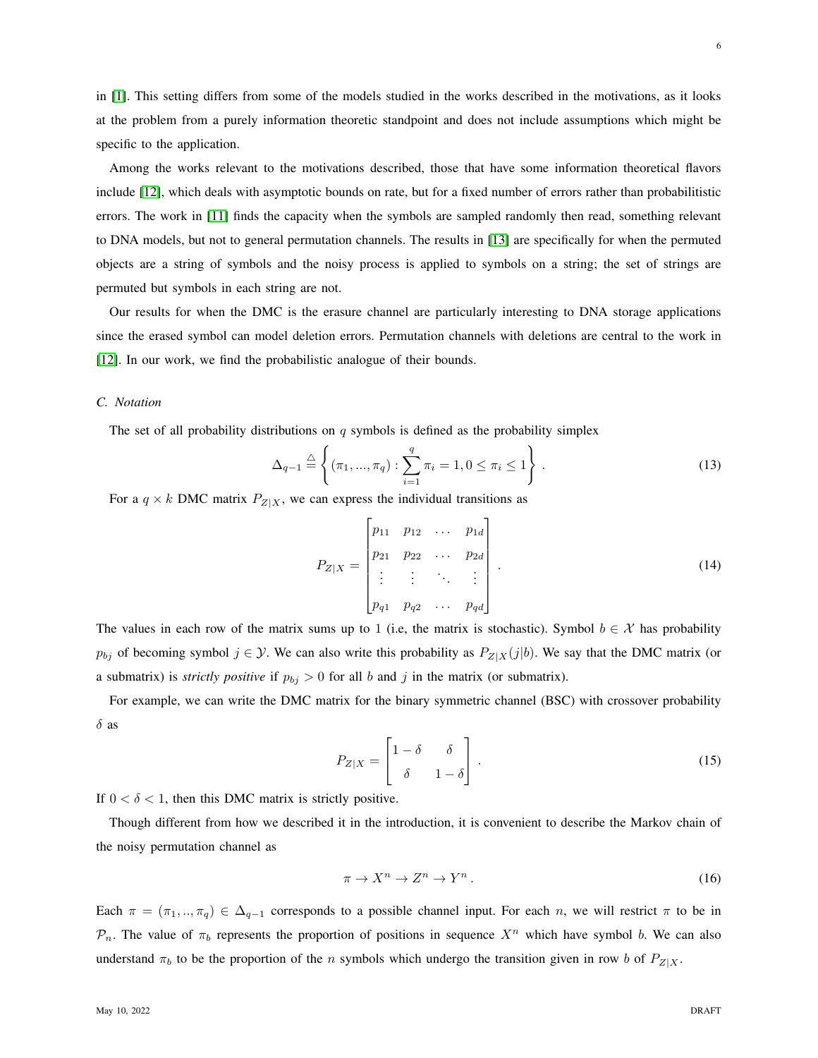in [1]. This setting differs from some of the models studied in the works described in the motivations, as it looks at the problem from a purely information theoretic standpoint and does not include assumptions which might be specific to the application.

Among the works relevant to the motivations described, those that have some information theoretical flavors include [12], which deals with asymptotic bounds on rate, but for a fixed number of errors rather than probabilitistic errors. The work in [11] finds the capacity when the symbols are sampled randomly then read, something relevant to DNA models, but not to general permutation channels. The results in [13] are specifically for when the permuted objects are a string of symbols and the noisy process is applied to symbols on a string; the set of strings are permuted but symbols in each string are not.

Our results for when the DMC is the erasure channel are particularly interesting to DNA storage applications since the erased symbol can model deletion errors. Permutation channels with deletions are central to the work in [12]. In our work, we find the probabilistic analogue of their bounds.

### C. Notation

The set of all probability distributions on $q$ symbols is defined as the probability simplex

$$\Delta_{q-1} \triangleq \left\{ (\pi_1, ..., \pi_q) : \sum_{i=1}^{q} \pi_i = 1, 0 \leq \pi_i \leq 1 \right\} . \tag{13}$$

For a $q \times k$ DMC matrix $P_{Z|X}$, we can express the individual transitions as

$$P_{Z|X} = \begin{bmatrix} p_{11} & p_{12} & \dots & p_{1d} \\ p_{21} & p_{22} & \dots & p_{2d} \\ \vdots & \vdots & \ddots & \vdots \\ p_{q1} & p_{q2} & \dots & p_{qd} \end{bmatrix} . \tag{14}$$

The values in each row of the matrix sums up to 1 (i.e, the matrix is stochastic). Symbol $b \in \mathcal{X}$ has probability $p_{bj}$ of becoming symbol $j \in \mathcal{Y}$. We can also write this probability as $P_{Z|X}(j|b)$. We say that the DMC matrix (or a submatrix) is *strictly positive* if $p_{bj} > 0$ for all $b$ and $j$ in the matrix (or submatrix).

For example, we can write the DMC matrix for the binary symmetric channel (BSC) with crossover probability $\delta$ as

$$P_{Z|X} = \begin{bmatrix} 1-\delta & \delta \\ \delta & 1-\delta \end{bmatrix} . \tag{15}$$

If $0 < \delta < 1$, then this DMC matrix is strictly positive.

Though different from how we described it in the introduction, it is convenient to describe the Markov chain of the noisy permutation channel as

$$\pi \to X^n \to Z^n \to Y^n . \tag{16}$$

Each $\pi = (\pi_1, .., \pi_q) \in \Delta_{q-1}$ corresponds to a possible channel input. For each $n$, we will restrict $\pi$ to be in $\mathcal{P}_n$. The value of $\pi_b$ represents the proportion of positions in sequence $X^n$ which have symbol $b$. We can also understand $\pi_b$ to be the proportion of the $n$ symbols which undergo the transition given in row $b$ of $P_{Z|X}$.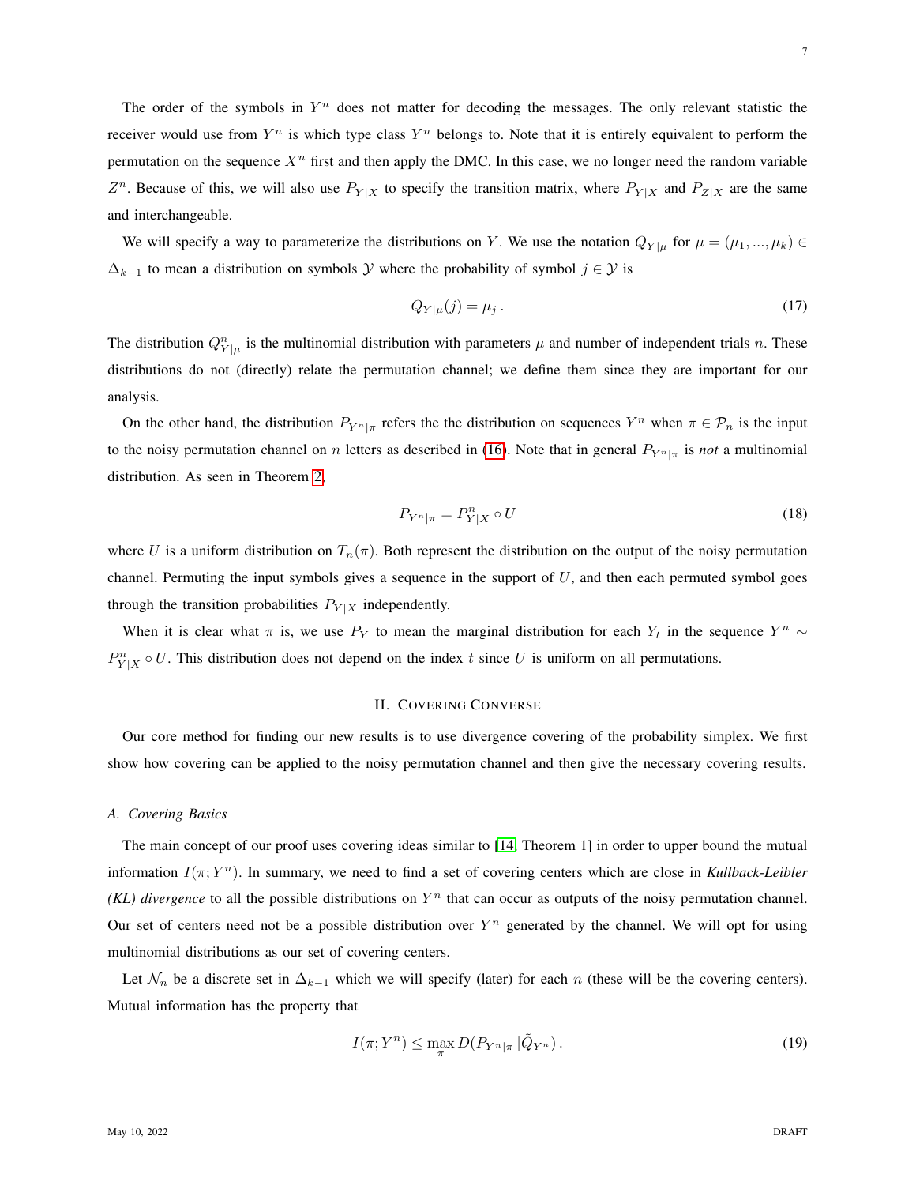The order of the symbols in $Y^n$ does not matter for decoding the messages. The only relevant statistic the receiver would use from $Y^n$ is which type class $Y^n$ belongs to. Note that it is entirely equivalent to perform the permutation on the sequence $X^n$ first and then apply the DMC. In this case, we no longer need the random variable $Z^n$. Because of this, we will also use $P_{Y|X}$ to specify the transition matrix, where $P_{Y|X}$ and $P_{Z|X}$ are the same and interchangeable.

We will specify a way to parameterize the distributions on $Y$. We use the notation $Q_{Y|\mu}$ for $\mu = (\mu_1, ..., \mu_k) \in \Delta_{k-1}$ to mean a distribution on symbols $\mathcal{Y}$ where the probability of symbol $j \in \mathcal{Y}$ is

$$Q_{Y|\mu}(j) = \mu_j \,. \tag{17}$$

The distribution $Q^n_{Y|\mu}$ is the multinomial distribution with parameters $\mu$ and number of independent trials $n$. These distributions do not (directly) relate the permutation channel; we define them since they are important for our analysis.

On the other hand, the distribution $P_{Y^n|\pi}$ refers the the distribution on sequences $Y^n$ when $\pi \in \mathcal{P}_n$ is the input to the noisy permutation channel on $n$ letters as described in (16). Note that in general $P_{Y^n|\pi}$ is *not* a multinomial distribution. As seen in Theorem 2,

$$P_{Y^n|\pi} = P^n_{Y|X} \circ U \tag{18}$$

where $U$ is a uniform distribution on $T_n(\pi)$. Both represent the distribution on the output of the noisy permutation channel. Permuting the input symbols gives a sequence in the support of $U$, and then each permuted symbol goes through the transition probabilities $P_{Y|X}$ independently.

When it is clear what $\pi$ is, we use $P_Y$ to mean the marginal distribution for each $Y_t$ in the sequence $Y^n \sim P^n_{Y|X} \circ U$. This distribution does not depend on the index $t$ since $U$ is uniform on all permutations.

## II. Covering Converse

Our core method for finding our new results is to use divergence covering of the probability simplex. We first show how covering can be applied to the noisy permutation channel and then give the necessary covering results.

### A. Covering Basics

The main concept of our proof uses covering ideas similar to [14, Theorem 1] in order to upper bound the mutual information $I(\pi; Y^n)$. In summary, we need to find a set of covering centers which are close in *Kullback-Leibler (KL) divergence* to all the possible distributions on $Y^n$ that can occur as outputs of the noisy permutation channel. Our set of centers need not be a possible distribution over $Y^n$ generated by the channel. We will opt for using multinomial distributions as our set of covering centers.

Let $\mathcal{N}_n$ be a discrete set in $\Delta_{k-1}$ which we will specify (later) for each $n$ (these will be the covering centers). Mutual information has the property that

$$I(\pi; Y^n) \leq \max_{\pi} D(P_{Y^n|\pi} \| \tilde{Q}_{Y^n}) \,. \tag{19}$$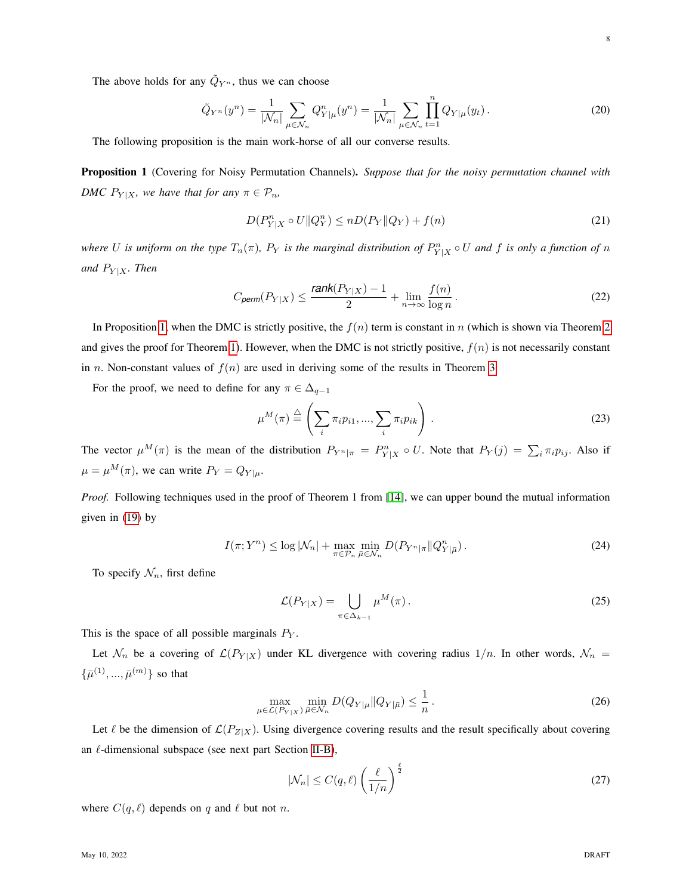The above holds for any $\tilde{Q}_{Y^n}$, thus we can choose

$$\tilde{Q}_{Y^n}(y^n) = \frac{1}{|\mathcal{N}_n|} \sum_{\mu \in \mathcal{N}_n} Q^n_{Y|\mu}(y^n) = \frac{1}{|\mathcal{N}_n|} \sum_{\mu \in \mathcal{N}_n} \prod_{t=1}^{n} Q_{Y|\mu}(y_t)\,. \tag{20}$$

The following proposition is the main work-horse of all our converse results.

**Proposition 1** (Covering for Noisy Permutation Channels)**.** *Suppose that for the noisy permutation channel with DMC $P_{Y|X}$, we have that for any $\pi \in \mathcal{P}_n$,*

$$D(P^n_{Y|X} \circ U \| Q^n_Y) \leq nD(P_Y \| Q_Y) + f(n) \tag{21}$$

*where $U$ is uniform on the type $T_n(\pi)$, $P_Y$ is the marginal distribution of $P^n_{Y|X} \circ U$ and $f$ is only a function of $n$ and $P_{Y|X}$. Then*

$$C_{\textit{perm}}(P_{Y|X}) \leq \frac{\textit{rank}(P_{Y|X}) - 1}{2} + \lim_{n\to\infty} \frac{f(n)}{\log n}\,. \tag{22}$$

In Proposition 1, when the DMC is strictly positive, the $f(n)$ term is constant in $n$ (which is shown via Theorem 2 and gives the proof for Theorem 1). However, when the DMC is not strictly positive, $f(n)$ is not necessarily constant in $n$. Non-constant values of $f(n)$ are used in deriving some of the results in Theorem 3.

For the proof, we need to define for any $\pi \in \Delta_{q-1}$

$$\mu^M(\pi) \triangleq \left( \sum_i \pi_i p_{i1}, ..., \sum_i \pi_i p_{ik} \right)\,. \tag{23}$$

The vector $\mu^M(\pi)$ is the mean of the distribution $P_{Y^n|\pi} = P^n_{Y|X} \circ U$. Note that $P_Y(j) = \sum_i \pi_i p_{ij}$. Also if $\mu = \mu^M(\pi)$, we can write $P_Y = Q_{Y|\mu}$.

*Proof.* Following techniques used in the proof of Theorem 1 from [14], we can upper bound the mutual information given in (19) by

$$I(\pi; Y^n) \leq \log |\mathcal{N}_n| + \max_{\pi \in \mathcal{P}_n} \min_{\bar{\mu} \in \mathcal{N}_n} D(P_{Y^n|\pi} \| Q^n_{Y|\bar{\mu}})\,. \tag{24}$$

To specify $\mathcal{N}_n$, first define

$$\mathcal{L}(P_{Y|X}) = \bigcup_{\pi \in \Delta_{k-1}} \mu^M(\pi)\,. \tag{25}$$

This is the space of all possible marginals $P_Y$.

Let $\mathcal{N}_n$ be a covering of $\mathcal{L}(P_{Y|X})$ under KL divergence with covering radius $1/n$. In other words, $\mathcal{N}_n = \{\bar{\mu}^{(1)}, ..., \bar{\mu}^{(m)}\}$ so that

$$\max_{\mu \in \mathcal{L}(P_{Y|X})} \min_{\bar{\mu} \in \mathcal{N}_n} D(Q_{Y|\mu} \| Q_{Y|\bar{\mu}}) \leq \frac{1}{n}\,. \tag{26}$$

Let $\ell$ be the dimension of $\mathcal{L}(P_{Z|X})$. Using divergence covering results and the result specifically about covering an $\ell$-dimensional subspace (see next part Section II-B),

$$|\mathcal{N}_n| \leq C(q, \ell) \left( \frac{\ell}{1/n} \right)^{\frac{\ell}{2}} \tag{27}$$

where $C(q, \ell)$ depends on $q$ and $\ell$ but not $n$.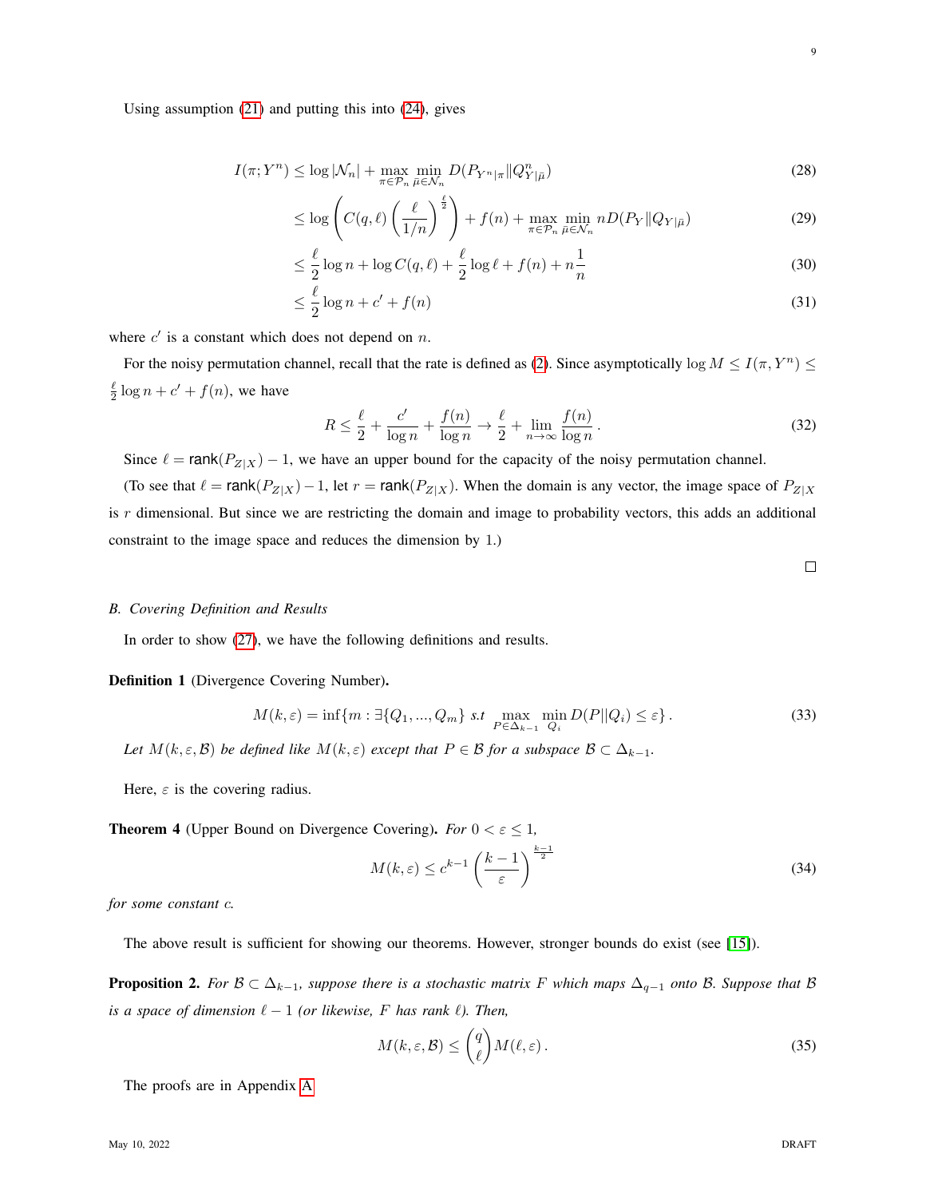Using assumption (21) and putting this into (24), gives

$$I(\pi;Y^n) \leq \log|\mathcal{N}_n| + \max_{\pi\in\mathcal{P}_n}\min_{\bar{\mu}\in\mathcal{N}_n} D(P_{Y^n|\pi}\|Q^n_{Y|\bar{\mu}}) \tag{28}$$

$$\leq \log\left(C(q,\ell)\left(\frac{\ell}{1/n}\right)^{\frac{\ell}{2}}\right) + f(n) + \max_{\pi\in\mathcal{P}_n}\min_{\bar{\mu}\in\mathcal{N}_n} nD(P_Y\|Q_{Y|\bar{\mu}}) \tag{29}$$

$$\leq \frac{\ell}{2}\log n + \log C(q,\ell) + \frac{\ell}{2}\log\ell + f(n) + n\frac{1}{n} \tag{30}$$

$$\leq \frac{\ell}{2}\log n + c' + f(n) \tag{31}$$

where $c'$ is a constant which does not depend on $n$.

For the noisy permutation channel, recall that the rate is defined as (2). Since asymptotically $\log M \leq I(\pi, Y^n) \leq \frac{\ell}{2}\log n + c' + f(n)$, we have

$$R \leq \frac{\ell}{2} + \frac{c'}{\log n} + \frac{f(n)}{\log n} \to \frac{\ell}{2} + \lim_{n\to\infty}\frac{f(n)}{\log n}\,. \tag{32}$$

Since $\ell = \mathsf{rank}(P_{Z|X}) - 1$, we have an upper bound for the capacity of the noisy permutation channel.

(To see that $\ell = \mathsf{rank}(P_{Z|X}) - 1$, let $r = \mathsf{rank}(P_{Z|X})$. When the domain is any vector, the image space of $P_{Z|X}$ is $r$ dimensional. But since we are restricting the domain and image to probability vectors, this adds an additional constraint to the image space and reduces the dimension by 1.)

∎

### B. Covering Definition and Results

In order to show (27), we have the following definitions and results.

**Definition 1** (Divergence Covering Number)**.**

$$M(k,\varepsilon) = \inf\{m : \exists\{Q_1,...,Q_m\} \ s.t \ \max_{P\in\Delta_{k-1}}\min_{Q_i} D(P\|Q_i) \leq \varepsilon\}\,. \tag{33}$$

*Let $M(k,\varepsilon,\mathcal{B})$ be defined like $M(k,\varepsilon)$ except that $P\in\mathcal{B}$ for a subspace $\mathcal{B}\subset\Delta_{k-1}$.*

Here, $\varepsilon$ is the covering radius.

**Theorem 4** (Upper Bound on Divergence Covering)**.** *For $0 < \varepsilon \leq 1$,*

$$M(k,\varepsilon) \leq c^{k-1}\left(\frac{k-1}{\varepsilon}\right)^{\frac{k-1}{2}} \tag{34}$$

*for some constant $c$.*

The above result is sufficient for showing our theorems. However, stronger bounds do exist (see [15]).

**Proposition 2.** *For $\mathcal{B}\subset\Delta_{k-1}$, suppose there is a stochastic matrix $F$ which maps $\Delta_{q-1}$ onto $\mathcal{B}$. Suppose that $\mathcal{B}$ is a space of dimension $\ell-1$ (or likewise, $F$ has rank $\ell$). Then,*

$$M(k,\varepsilon,\mathcal{B}) \leq \binom{q}{\ell}M(\ell,\varepsilon)\,. \tag{35}$$

The proofs are in Appendix A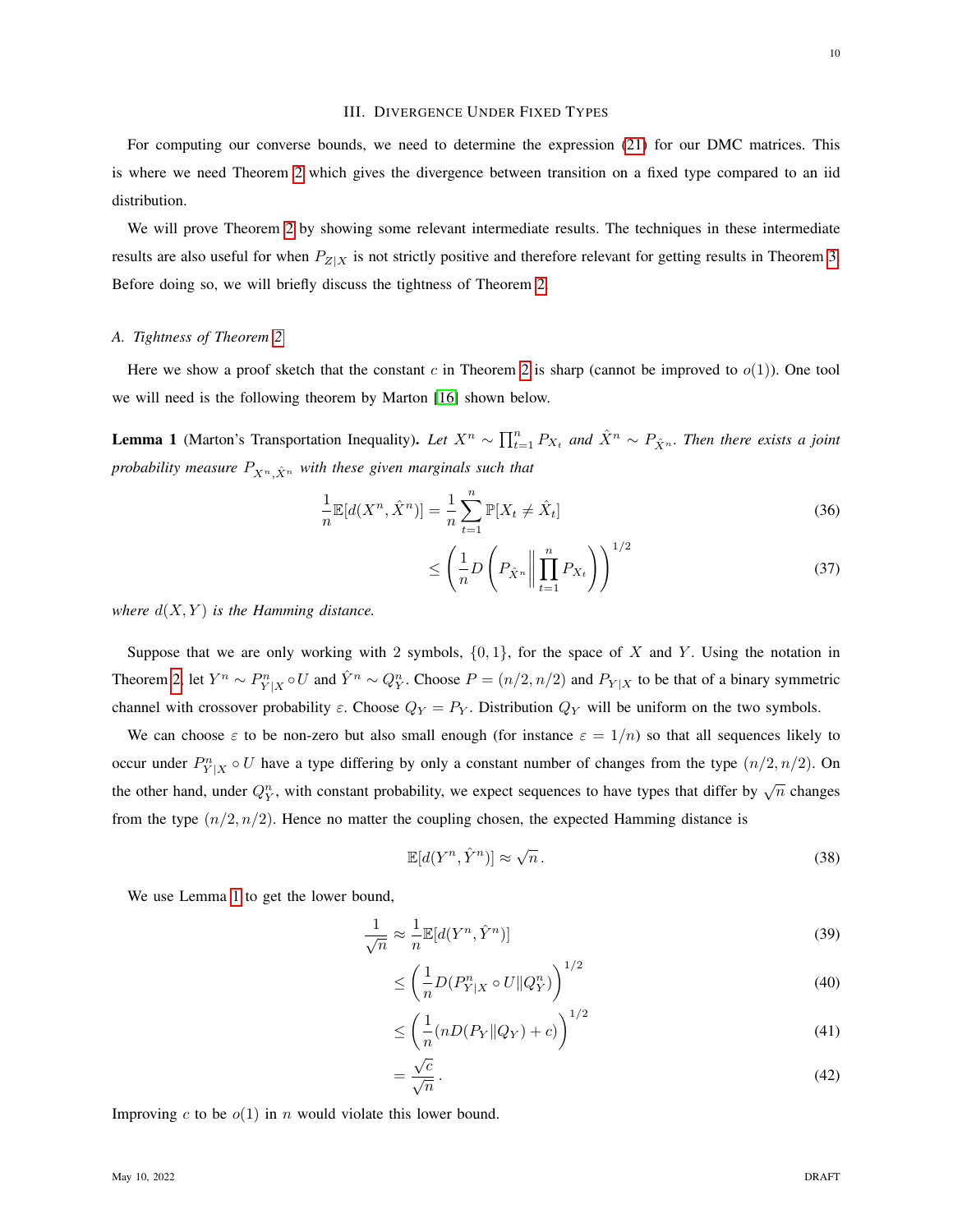## III. Divergence Under Fixed Types

For computing our converse bounds, we need to determine the expression (21) for our DMC matrices. This is where we need Theorem 2 which gives the divergence between transition on a fixed type compared to an iid distribution.

We will prove Theorem 2 by showing some relevant intermediate results. The techniques in these intermediate results are also useful for when $P_{Z|X}$ is not strictly positive and therefore relevant for getting results in Theorem 3. Before doing so, we will briefly discuss the tightness of Theorem 2.

### A. Tightness of Theorem 2

Here we show a proof sketch that the constant $c$ in Theorem 2 is sharp (cannot be improved to $o(1)$). One tool we will need is the following theorem by Marton [16] shown below.

**Lemma 1** (Marton's Transportation Inequality). *Let $X^n \sim \prod_{t=1}^n P_{X_t}$ and $\hat{X}^n \sim P_{\hat{X}^n}$. Then there exists a joint probability measure $P_{X^n,\hat{X}^n}$ with these given marginals such that*

$$\frac{1}{n}\mathbb{E}[d(X^n, \hat{X}^n)] = \frac{1}{n}\sum_{t=1}^n \mathbb{P}[X_t \neq \hat{X}_t] \tag{36}$$

$$\leq \left(\frac{1}{n}D\left(P_{\hat{X}^n}\middle\|\prod_{t=1}^n P_{X_t}\right)\right)^{1/2} \tag{37}$$

*where $d(X, Y)$ is the Hamming distance.*

Suppose that we are only working with 2 symbols, $\{0, 1\}$, for the space of $X$ and $Y$. Using the notation in Theorem 2, let $Y^n \sim P^n_{Y|X} \circ U$ and $\hat{Y}^n \sim Q^n_Y$. Choose $P = (n/2, n/2)$ and $P_{Y|X}$ to be that of a binary symmetric channel with crossover probability $\varepsilon$. Choose $Q_Y = P_Y$. Distribution $Q_Y$ will be uniform on the two symbols.

We can choose $\varepsilon$ to be non-zero but also small enough (for instance $\varepsilon = 1/n$) so that all sequences likely to occur under $P^n_{Y|X} \circ U$ have a type differing by only a constant number of changes from the type $(n/2, n/2)$. On the other hand, under $Q^n_Y$, with constant probability, we expect sequences to have types that differ by $\sqrt{n}$ changes from the type $(n/2, n/2)$. Hence no matter the coupling chosen, the expected Hamming distance is

$$\mathbb{E}[d(Y^n, \hat{Y}^n)] \approx \sqrt{n}\,. \tag{38}$$

We use Lemma 1 to get the lower bound,

$$\frac{1}{\sqrt{n}} \approx \frac{1}{n}\mathbb{E}[d(Y^n, \hat{Y}^n)] \tag{39}$$

$$\leq \left(\frac{1}{n}D(P^n_{Y|X} \circ U \| Q^n_Y)\right)^{1/2} \tag{40}$$

$$\leq \left(\frac{1}{n}(nD(P_Y\|Q_Y) + c)\right)^{1/2} \tag{41}$$

$$= \frac{\sqrt{c}}{\sqrt{n}}\,. \tag{42}$$

Improving $c$ to be $o(1)$ in $n$ would violate this lower bound.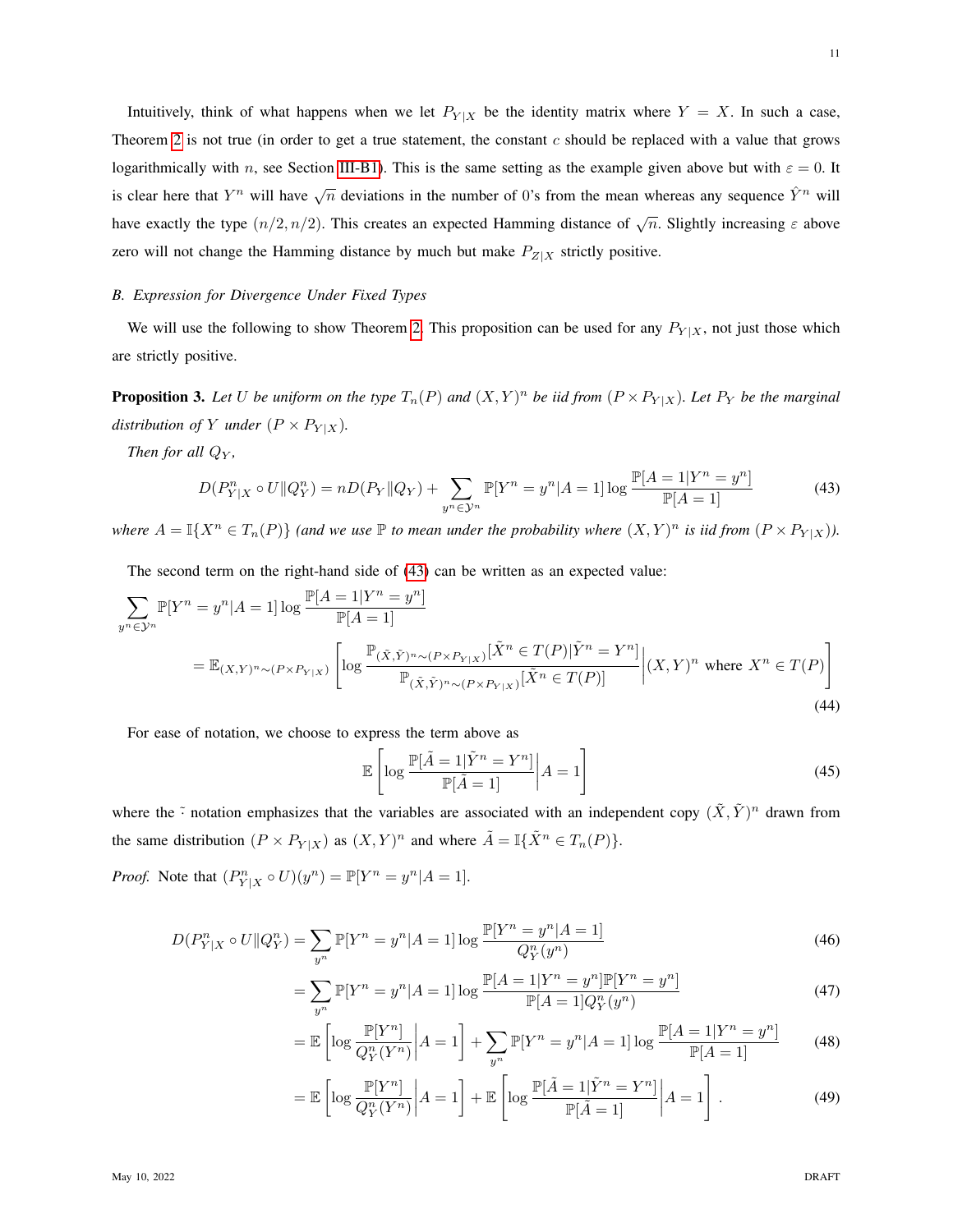Intuitively, think of what happens when we let $P_{Y|X}$ be the identity matrix where $Y = X$. In such a case, Theorem 2 is not true (in order to get a true statement, the constant $c$ should be replaced with a value that grows logarithmically with $n$, see Section III-B1). This is the same setting as the example given above but with $\varepsilon = 0$. It is clear here that $Y^n$ will have $\sqrt{n}$ deviations in the number of 0's from the mean whereas any sequence $\hat{Y}^n$ will have exactly the type $(n/2, n/2)$. This creates an expected Hamming distance of $\sqrt{n}$. Slightly increasing $\varepsilon$ above zero will not change the Hamming distance by much but make $P_{Z|X}$ strictly positive.

### B. Expression for Divergence Under Fixed Types

We will use the following to show Theorem 2. This proposition can be used for any $P_{Y|X}$, not just those which are strictly positive.

**Proposition 3.** *Let $U$ be uniform on the type $T_n(P)$ and $(X,Y)^n$ be iid from $(P \times P_{Y|X})$. Let $P_Y$ be the marginal distribution of $Y$ under $(P \times P_{Y|X})$.*

*Then for all $Q_Y$,*

$$D(P^n_{Y|X} \circ U \| Q^n_Y) = nD(P_Y \| Q_Y) + \sum_{y^n \in \mathcal{Y}^n} \mathbb{P}[Y^n = y^n | A = 1] \log \frac{\mathbb{P}[A = 1 | Y^n = y^n]}{\mathbb{P}[A = 1]} \tag{43}$$

*where $A = \mathbb{I}\{X^n \in T_n(P)\}$ (and we use $\mathbb{P}$ to mean under the probability where $(X,Y)^n$ is iid from $(P \times P_{Y|X})$).*

The second term on the right-hand side of (43) can be written as an expected value:

$$\sum_{y^n \in \mathcal{Y}^n} \mathbb{P}[Y^n = y^n | A = 1] \log \frac{\mathbb{P}[A = 1 | Y^n = y^n]}{\mathbb{P}[A = 1]}$$
$$= \mathbb{E}_{(X,Y)^n \sim (P \times P_{Y|X})} \left[ \log \frac{\mathbb{P}_{(\tilde{X},\tilde{Y})^n \sim (P \times P_{Y|X})}[\tilde{X}^n \in T(P) | \tilde{Y}^n = Y^n]}{\mathbb{P}_{(\tilde{X},\tilde{Y})^n \sim (P \times P_{Y|X})}[\tilde{X}^n \in T(P)]} \middle| (X,Y)^n \text{ where } X^n \in T(P) \right] \tag{44}$$

For ease of notation, we choose to express the term above as

$$\mathbb{E}\left[ \log \frac{\mathbb{P}[\tilde{A} = 1 | \tilde{Y}^n = Y^n]}{\mathbb{P}[\tilde{A} = 1]} \middle| A = 1 \right] \tag{45}$$

where the $\tilde{\cdot}$ notation emphasizes that the variables are associated with an independent copy $(\tilde{X},\tilde{Y})^n$ drawn from the same distribution $(P \times P_{Y|X})$ as $(X,Y)^n$ and where $\tilde{A} = \mathbb{I}\{\tilde{X}^n \in T_n(P)\}$.

*Proof.* Note that $(P^n_{Y|X} \circ U)(y^n) = \mathbb{P}[Y^n = y^n | A = 1]$.

$$D(P^n_{Y|X} \circ U \| Q^n_Y) = \sum_{y^n} \mathbb{P}[Y^n = y^n | A = 1] \log \frac{\mathbb{P}[Y^n = y^n | A = 1]}{Q^n_Y(y^n)} \tag{46}$$

$$= \sum_{y^n} \mathbb{P}[Y^n = y^n | A = 1] \log \frac{\mathbb{P}[A = 1 | Y^n = y^n] \mathbb{P}[Y^n = y^n]}{\mathbb{P}[A = 1] Q^n_Y(y^n)} \tag{47}$$

$$= \mathbb{E}\left[ \log \frac{\mathbb{P}[Y^n]}{Q^n_Y(Y^n)} \middle| A = 1 \right] + \sum_{y^n} \mathbb{P}[Y^n = y^n | A = 1] \log \frac{\mathbb{P}[A = 1 | Y^n = y^n]}{\mathbb{P}[A = 1]} \tag{48}$$

$$= \mathbb{E}\left[ \log \frac{\mathbb{P}[Y^n]}{Q^n_Y(Y^n)} \middle| A = 1 \right] + \mathbb{E}\left[ \log \frac{\mathbb{P}[\tilde{A} = 1 | \tilde{Y}^n = Y^n]}{\mathbb{P}[\tilde{A} = 1]} \middle| A = 1 \right]. \tag{49}$$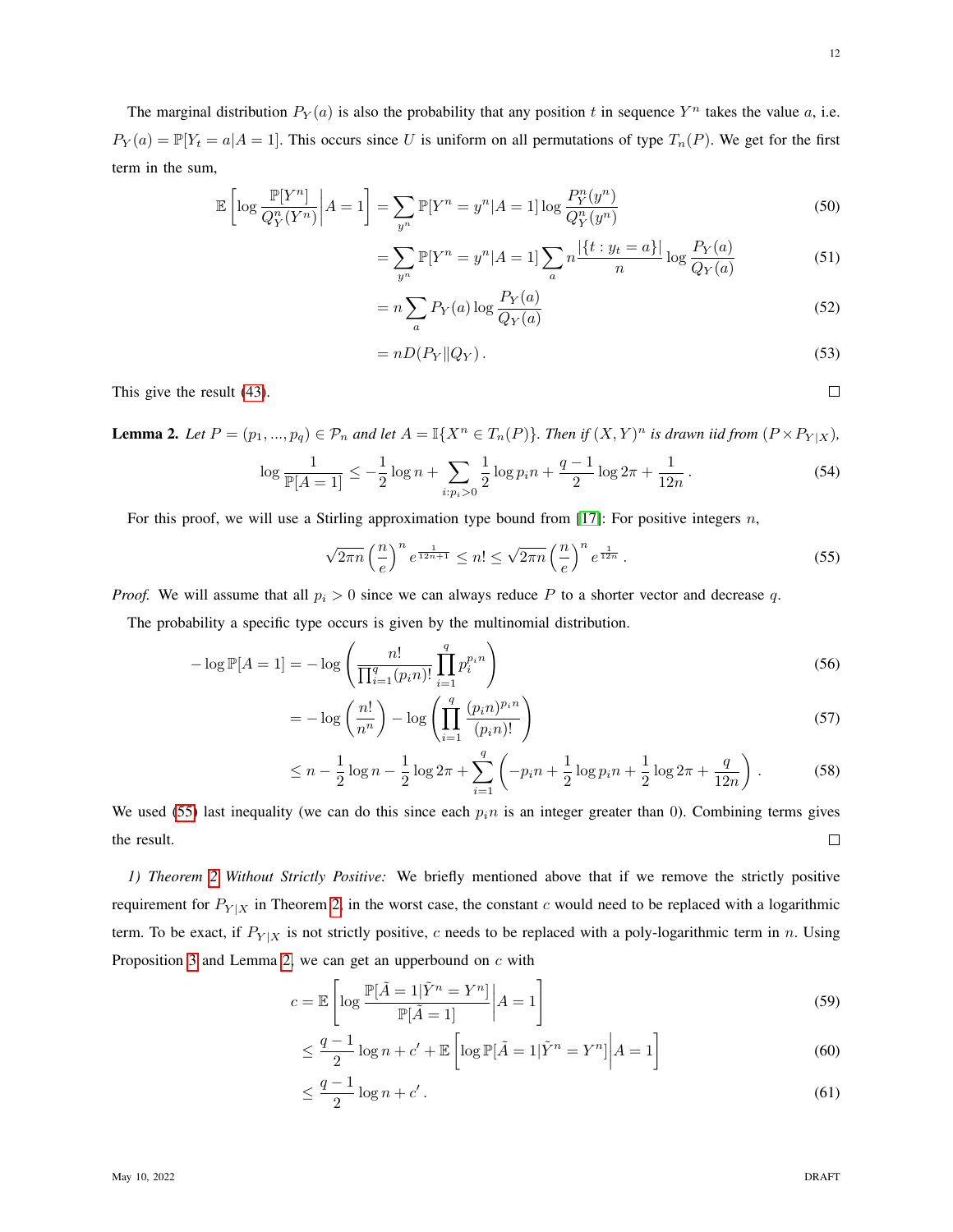The marginal distribution $P_Y(a)$ is also the probability that any position $t$ in sequence $Y^n$ takes the value $a$, i.e. $P_Y(a) = \mathbb{P}[Y_t = a | A = 1]$. This occurs since $U$ is uniform on all permutations of type $T_n(P)$. We get for the first term in the sum,

$$\mathbb{E}\left[\log \frac{\mathbb{P}[Y^n]}{Q_Y^n(Y^n)} \middle| A = 1\right] = \sum_{y^n} \mathbb{P}[Y^n = y^n | A = 1] \log \frac{P_Y^n(y^n)}{Q_Y^n(y^n)} \tag{50}$$

$$= \sum_{y^n} \mathbb{P}[Y^n = y^n | A = 1] \sum_a n \frac{|\{t : y_t = a\}|}{n} \log \frac{P_Y(a)}{Q_Y(a)} \tag{51}$$

$$= n \sum_a P_Y(a) \log \frac{P_Y(a)}{Q_Y(a)} \tag{52}$$

$$= nD(P_Y \| Q_Y) \,. \tag{53}$$

This give the result (43). □

**Lemma 2.** *Let $P = (p_1, ..., p_q) \in \mathcal{P}_n$ and let $A = \mathbb{I}\{X^n \in T_n(P)\}$. Then if $(X,Y)^n$ is drawn iid from $(P \times P_{Y|X})$,*

$$\log \frac{1}{\mathbb{P}[A = 1]} \leq -\frac{1}{2} \log n + \sum_{i : p_i > 0} \frac{1}{2} \log p_i n + \frac{q-1}{2} \log 2\pi + \frac{1}{12n} \,. \tag{54}$$

For this proof, we will use a Stirling approximation type bound from [17]: For positive integers $n$,

$$\sqrt{2\pi n} \left(\frac{n}{e}\right)^n e^{\frac{1}{12n+1}} \leq n! \leq \sqrt{2\pi n} \left(\frac{n}{e}\right)^n e^{\frac{1}{12n}} \,. \tag{55}$$

*Proof.* We will assume that all $p_i > 0$ since we can always reduce $P$ to a shorter vector and decrease $q$.

The probability a specific type occurs is given by the multinomial distribution.

$$-\log \mathbb{P}[A = 1] = -\log \left( \frac{n!}{\prod_{i=1}^q (p_i n)!} \prod_{i=1}^q p_i^{p_i n} \right) \tag{56}$$

$$= -\log \left( \frac{n!}{n^n} \right) - \log \left( \prod_{i=1}^q \frac{(p_i n)^{p_i n}}{(p_i n)!} \right) \tag{57}$$

$$\leq n - \frac{1}{2} \log n - \frac{1}{2} \log 2\pi + \sum_{i=1}^q \left( -p_i n + \frac{1}{2} \log p_i n + \frac{1}{2} \log 2\pi + \frac{q}{12n} \right) . \tag{58}$$

We used (55) last inequality (we can do this since each $p_i n$ is an integer greater than 0). Combining terms gives the result. □

*1) Theorem 2 Without Strictly Positive:* We briefly mentioned above that if we remove the strictly positive requirement for $P_{Y|X}$ in Theorem 2, in the worst case, the constant $c$ would need to be replaced with a logarithmic term. To be exact, if $P_{Y|X}$ is not strictly positive, $c$ needs to be replaced with a poly-logarithmic term in $n$. Using Proposition 3 and Lemma 2, we can get an upperbound on $c$ with

$$c = \mathbb{E}\left[\log \frac{\mathbb{P}[\tilde{A} = 1 | \tilde{Y}^n = Y^n]}{\mathbb{P}[\tilde{A} = 1]} \middle| A = 1\right] \tag{59}$$

$$\leq \frac{q-1}{2} \log n + c' + \mathbb{E}\left[\log \mathbb{P}[\tilde{A} = 1 | \tilde{Y}^n = Y^n] \middle| A = 1\right] \tag{60}$$

$$\leq \frac{q-1}{2} \log n + c' \,. \tag{61}$$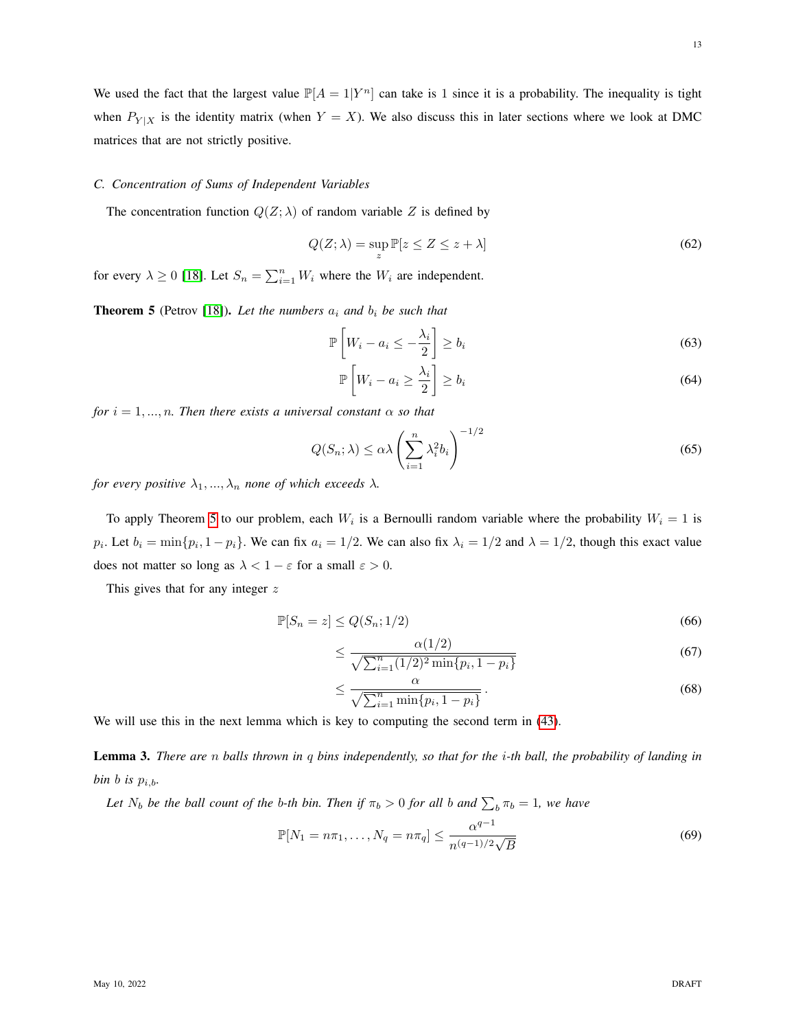We used the fact that the largest value $\mathbb{P}[A = 1|Y^n]$ can take is 1 since it is a probability. The inequality is tight when $P_{Y|X}$ is the identity matrix (when $Y = X$). We also discuss this in later sections where we look at DMC matrices that are not strictly positive.

### C. Concentration of Sums of Independent Variables

The concentration function $Q(Z; \lambda)$ of random variable $Z$ is defined by

$$Q(Z; \lambda) = \sup_{z} \mathbb{P}[z \leq Z \leq z + \lambda] \tag{62}$$

for every $\lambda \geq 0$ [18]. Let $S_n = \sum_{i=1}^{n} W_i$ where the $W_i$ are independent.

**Theorem 5** (Petrov [18]). *Let the numbers $a_i$ and $b_i$ be such that*

$$\mathbb{P}\left[W_i - a_i \leq -\frac{\lambda_i}{2}\right] \geq b_i \tag{63}$$

$$\mathbb{P}\left[W_i - a_i \geq \frac{\lambda_i}{2}\right] \geq b_i \tag{64}$$

*for $i = 1, ..., n$. Then there exists a universal constant $\alpha$ so that*

$$Q(S_n; \lambda) \leq \alpha\lambda \left(\sum_{i=1}^{n} \lambda_i^2 b_i\right)^{-1/2} \tag{65}$$

*for every positive $\lambda_1, ..., \lambda_n$ none of which exceeds $\lambda$.*

To apply Theorem 5 to our problem, each $W_i$ is a Bernoulli random variable where the probability $W_i = 1$ is $p_i$. Let $b_i = \min\{p_i, 1 - p_i\}$. We can fix $a_i = 1/2$. We can also fix $\lambda_i = 1/2$ and $\lambda = 1/2$, though this exact value does not matter so long as $\lambda < 1 - \varepsilon$ for a small $\varepsilon > 0$.

This gives that for any integer $z$

$$\mathbb{P}[S_n = z] \leq Q(S_n; 1/2) \tag{66}$$

$$\leq \frac{\alpha(1/2)}{\sqrt{\sum_{i=1}^{n}(1/2)^2 \min\{p_i, 1 - p_i\}}} \tag{67}$$

$$\leq \frac{\alpha}{\sqrt{\sum_{i=1}^{n} \min\{p_i, 1 - p_i\}}}. \tag{68}$$

We will use this in the next lemma which is key to computing the second term in (43).

**Lemma 3.** *There are $n$ balls thrown in $q$ bins independently, so that for the $i$-th ball, the probability of landing in bin $b$ is $p_{i,b}$.*

*Let $N_b$ be the ball count of the $b$-th bin. Then if $\pi_b > 0$ for all $b$ and $\sum_b \pi_b = 1$, we have*

$$\mathbb{P}[N_1 = n\pi_1, \ldots, N_q = n\pi_q] \leq \frac{\alpha^{q-1}}{n^{(q-1)/2}\sqrt{B}} \tag{69}$$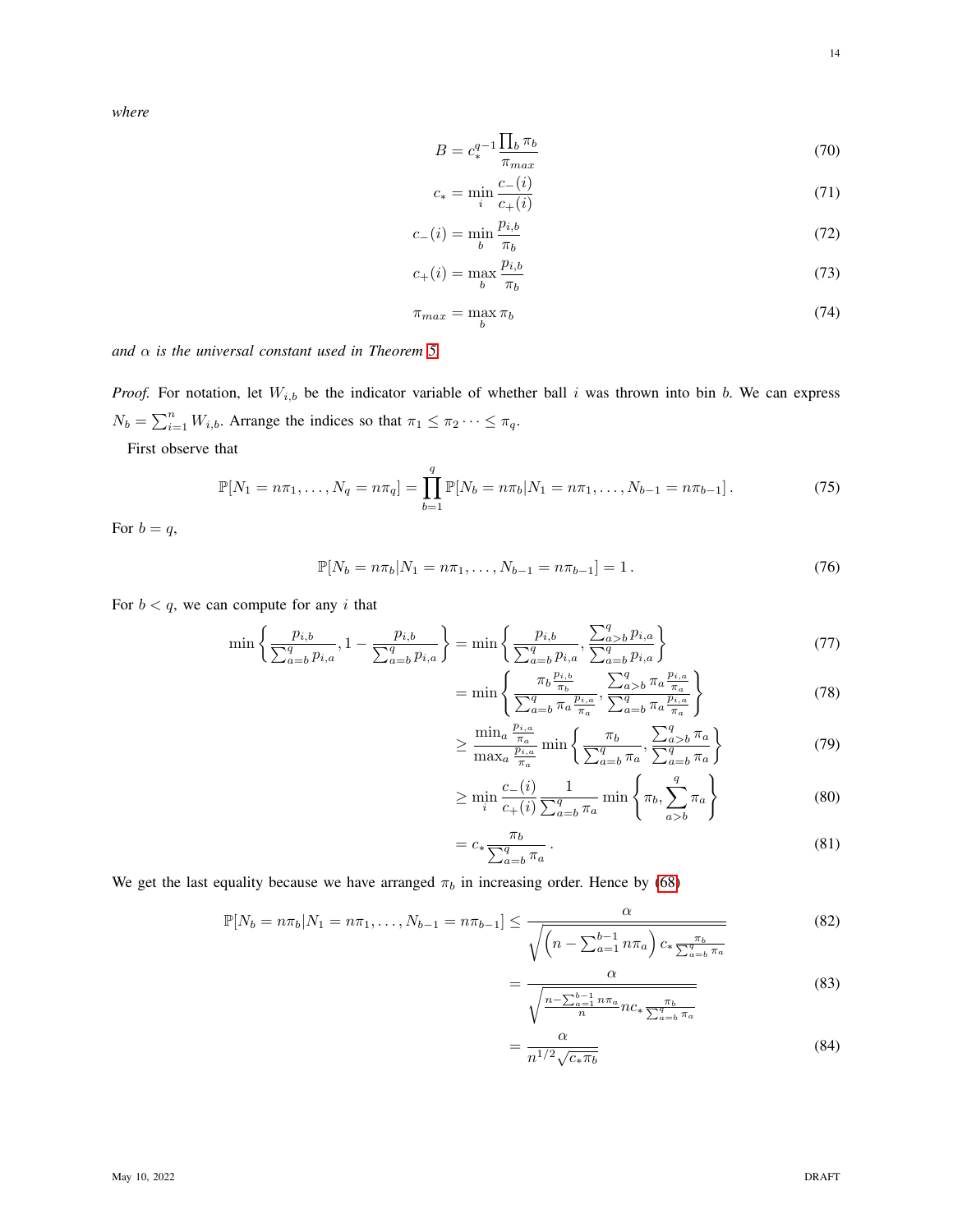*where*

$$B = c_*^{q-1} \frac{\prod_b \pi_b}{\pi_{max}} \tag{70}$$

$$c_* = \min_i \frac{c_-(i)}{c_+(i)} \tag{71}$$

$$c_-(i) = \min_b \frac{p_{i,b}}{\pi_b} \tag{72}$$

$$c_+(i) = \max_b \frac{p_{i,b}}{\pi_b} \tag{73}$$

$$\pi_{max} = \max_b \pi_b \tag{74}$$

*and $\alpha$ is the universal constant used in Theorem 5.*

*Proof.* For notation, let $W_{i,b}$ be the indicator variable of whether ball $i$ was thrown into bin $b$. We can express $N_b = \sum_{i=1}^n W_{i,b}$. Arrange the indices so that $\pi_1 \leq \pi_2 \cdots \leq \pi_q$.

First observe that

$$\mathbb{P}[N_1 = n\pi_1, \ldots, N_q = n\pi_q] = \prod_{b=1}^{q} \mathbb{P}[N_b = n\pi_b | N_1 = n\pi_1, \ldots, N_{b-1} = n\pi_{b-1}] \,. \tag{75}$$

For $b = q$,

$$\mathbb{P}[N_b = n\pi_b | N_1 = n\pi_1, \ldots, N_{b-1} = n\pi_{b-1}] = 1 \,. \tag{76}$$

For $b < q$, we can compute for any $i$ that

$$\min\left\{\frac{p_{i,b}}{\sum_{a=b}^q p_{i,a}}, 1 - \frac{p_{i,b}}{\sum_{a=b}^q p_{i,a}}\right\} = \min\left\{\frac{p_{i,b}}{\sum_{a=b}^q p_{i,a}}, \frac{\sum_{a>b}^q p_{i,a}}{\sum_{a=b}^q p_{i,a}}\right\} \tag{77}$$

$$= \min\left\{\frac{\pi_b \frac{p_{i,b}}{\pi_b}}{\sum_{a=b}^q \pi_a \frac{p_{i,a}}{\pi_a}}, \frac{\sum_{a>b}^q \pi_a \frac{p_{i,a}}{\pi_a}}{\sum_{a=b}^q \pi_a \frac{p_{i,a}}{\pi_a}}\right\} \tag{78}$$

$$\geq \frac{\min_a \frac{p_{i,a}}{\pi_a}}{\max_a \frac{p_{i,a}}{\pi_a}} \min\left\{\frac{\pi_b}{\sum_{a=b}^q \pi_a}, \frac{\sum_{a>b}^q \pi_a}{\sum_{a=b}^q \pi_a}\right\} \tag{79}$$

$$\geq \min_i \frac{c_-(i)}{c_+(i)} \frac{1}{\sum_{a=b}^q \pi_a} \min\left\{\pi_b, \sum_{a>b}^q \pi_a\right\} \tag{80}$$

$$= c_* \frac{\pi_b}{\sum_{a=b}^q \pi_a} \,. \tag{81}$$

We get the last equality because we have arranged $\pi_b$ in increasing order. Hence by (68)

$$\mathbb{P}[N_b = n\pi_b | N_1 = n\pi_1, \ldots, N_{b-1} = n\pi_{b-1}] \leq \frac{\alpha}{\sqrt{\left(n - \sum_{a=1}^{b-1} n\pi_a\right) c_* \frac{\pi_b}{\sum_{a=b}^q \pi_a}}} \tag{82}$$

$$= \frac{\alpha}{\sqrt{\frac{n - \sum_{a=1}^{b-1} n\pi_a}{n} n c_* \frac{\pi_b}{\sum_{a=b}^q \pi_a}}} \tag{83}$$

$$= \frac{\alpha}{n^{1/2}\sqrt{c_* \pi_b}} \tag{84}$$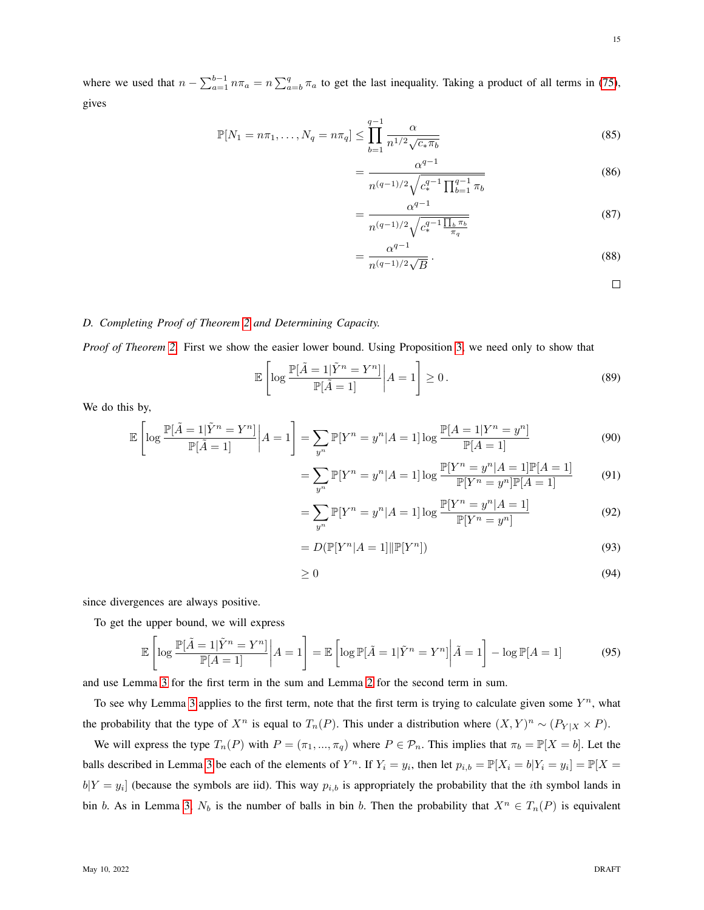where we used that $n - \sum_{a=1}^{b-1} n\pi_a = n\sum_{a=b}^{q} \pi_a$ to get the last inequality. Taking a product of all terms in (75), gives

$$\mathbb{P}[N_1 = n\pi_1, \ldots, N_q = n\pi_q] \le \prod_{b=1}^{q-1} \frac{\alpha}{n^{1/2}\sqrt{c_* \pi_b}} \tag{85}$$

$$= \frac{\alpha^{q-1}}{n^{(q-1)/2}\sqrt{c_*^{q-1}\prod_{b=1}^{q-1}\pi_b}} \tag{86}$$

$$= \frac{\alpha^{q-1}}{n^{(q-1)/2}\sqrt{c_*^{q-1}\frac{\prod_b \pi_b}{\pi_q}}} \tag{87}$$

$$= \frac{\alpha^{q-1}}{n^{(q-1)/2}\sqrt{B}}\,. \tag{88}$$

□

### D. Completing Proof of Theorem 2 and Determining Capacity.

*Proof of Theorem 2.* First we show the easier lower bound. Using Proposition 3, we need only to show that

$$\mathbb{E}\left[\log \frac{\mathbb{P}[\tilde{A} = 1|\tilde{Y}^n = Y^n]}{\mathbb{P}[\tilde{A} = 1]} \middle| A = 1\right] \ge 0\,. \tag{89}$$

We do this by,

$$\mathbb{E}\left[\log \frac{\mathbb{P}[\tilde{A} = 1|\tilde{Y}^n = Y^n]}{\mathbb{P}[\tilde{A} = 1]} \middle| A = 1\right] = \sum_{y^n} \mathbb{P}[Y^n = y^n|A = 1] \log \frac{\mathbb{P}[A = 1|Y^n = y^n]}{\mathbb{P}[A = 1]} \tag{90}$$

$$= \sum_{y^n} \mathbb{P}[Y^n = y^n|A = 1] \log \frac{\mathbb{P}[Y^n = y^n|A = 1]\mathbb{P}[A = 1]}{\mathbb{P}[Y^n = y^n]\mathbb{P}[A = 1]} \tag{91}$$

$$= \sum_{y^n} \mathbb{P}[Y^n = y^n|A = 1] \log \frac{\mathbb{P}[Y^n = y^n|A = 1]}{\mathbb{P}[Y^n = y^n]} \tag{92}$$

$$= D(\mathbb{P}[Y^n|A = 1]\|\mathbb{P}[Y^n]) \tag{93}$$

$$\ge 0 \tag{94}$$

since divergences are always positive.

To get the upper bound, we will express

$$\mathbb{E}\left[\log \frac{\mathbb{P}[\tilde{A} = 1|\tilde{Y}^n = Y^n]}{\mathbb{P}[A = 1]} \middle| A = 1\right] = \mathbb{E}\left[\log \mathbb{P}[\tilde{A} = 1|\tilde{Y}^n = Y^n] \middle| \tilde{A} = 1\right] - \log \mathbb{P}[A = 1] \tag{95}$$

and use Lemma 3 for the first term in the sum and Lemma 2 for the second term in sum.

To see why Lemma 3 applies to the first term, note that the first term is trying to calculate given some $Y^n$, what the probability that the type of $X^n$ is equal to $T_n(P)$. This under a distribution where $(X, Y)^n \sim (P_{Y|X} \times P)$.

We will express the type $T_n(P)$ with $P = (\pi_1, ..., \pi_q)$ where $P \in \mathcal{P}_n$. This implies that $\pi_b = \mathbb{P}[X = b]$. Let the balls described in Lemma 3 be each of the elements of $Y^n$. If $Y_i = y_i$, then let $p_{i,b} = \mathbb{P}[X_i = b|Y_i = y_i] = \mathbb{P}[X = b|Y = y_i]$ (because the symbols are iid). This way $p_{i,b}$ is appropriately the probability that the $i$th symbol lands in bin $b$. As in Lemma 3, $N_b$ is the number of balls in bin $b$. Then the probability that $X^n \in T_n(P)$ is equivalent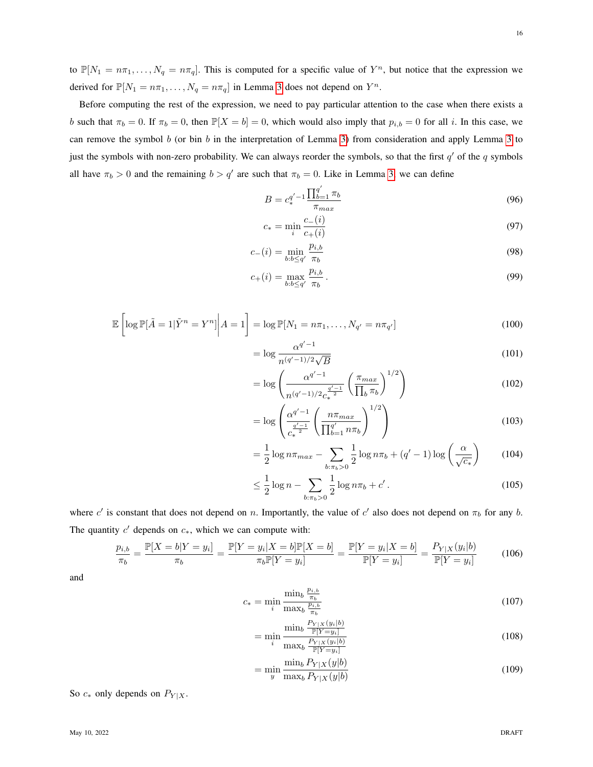to $\mathbb{P}[N_1 = n\pi_1, \ldots, N_q = n\pi_q]$. This is computed for a specific value of $Y^n$, but notice that the expression we derived for $\mathbb{P}[N_1 = n\pi_1, \ldots, N_q = n\pi_q]$ in Lemma 3 does not depend on $Y^n$.

Before computing the rest of the expression, we need to pay particular attention to the case when there exists a $b$ such that $\pi_b = 0$. If $\pi_b = 0$, then $\mathbb{P}[X = b] = 0$, which would also imply that $p_{i,b} = 0$ for all $i$. In this case, we can remove the symbol $b$ (or bin $b$ in the interpretation of Lemma 3) from consideration and apply Lemma 3 to just the symbols with non-zero probability. We can always reorder the symbols, so that the first $q'$ of the $q$ symbols all have $\pi_b > 0$ and the remaining $b > q'$ are such that $\pi_b = 0$. Like in Lemma 3, we can define

$$B = c_*^{q'-1} \frac{\prod_{b=1}^{q'} \pi_b}{\pi_{max}} \tag{96}$$

$$c_* = \min_i \frac{c_-(i)}{c_+(i)} \tag{97}$$

$$c_-(i) = \min_{b: b \leq q'} \frac{p_{i,b}}{\pi_b} \tag{98}$$

$$c_+(i) = \max_{b: b \leq q'} \frac{p_{i,b}}{\pi_b}. \tag{99}$$

$$\begin{aligned}
\mathbb{E}\left[\log \mathbb{P}[\tilde{A} = 1 | \tilde{Y}^n = Y^n] \middle| A = 1\right] &= \log \mathbb{P}[N_1 = n\pi_1, \ldots, N_{q'} = n\pi_{q'}] && (100)\\
&= \log \frac{\alpha^{q'-1}}{n^{(q'-1)/2}\sqrt{B}} && (101)\\
&= \log \left( \frac{\alpha^{q'-1}}{n^{(q'-1)/2} c_*^{\frac{q'-1}{2}}} \left( \frac{\pi_{max}}{\prod_b \pi_b} \right)^{1/2} \right) && (102)\\
&= \log \left( \frac{\alpha^{q'-1}}{c_*^{\frac{q'-1}{2}}} \left( \frac{n\pi_{max}}{\prod_{b=1}^{q'} n\pi_b} \right)^{1/2} \right) && (103)\\
&= \frac{1}{2} \log n\pi_{max} - \sum_{b: \pi_b > 0} \frac{1}{2} \log n\pi_b + (q'-1) \log \left( \frac{\alpha}{\sqrt{c_*}} \right) && (104)\\
&\leq \frac{1}{2} \log n - \sum_{b: \pi_b > 0} \frac{1}{2} \log n\pi_b + c'. && (105)
\end{aligned}$$

where $c'$ is constant that does not depend on $n$. Importantly, the value of $c'$ also does not depend on $\pi_b$ for any $b$. The quantity $c'$ depends on $c_*$, which we can compute with:

$$\frac{p_{i,b}}{\pi_b} = \frac{\mathbb{P}[X = b | Y = y_i]}{\pi_b} = \frac{\mathbb{P}[Y = y_i | X = b]\mathbb{P}[X = b]}{\pi_b \mathbb{P}[Y = y_i]} = \frac{\mathbb{P}[Y = y_i | X = b]}{\mathbb{P}[Y = y_i]} = \frac{P_{Y|X}(y_i|b)}{\mathbb{P}[Y = y_i]} \tag{106}$$

and

$$\begin{aligned}
c_* &= \min_i \frac{\min_b \frac{p_{i,b}}{\pi_b}}{\max_b \frac{p_{i,b}}{\pi_b}} && (107)\\
&= \min_i \frac{\min_b \frac{P_{Y|X}(y_i|b)}{\mathbb{P}[Y = y_i]}}{\max_b \frac{P_{Y|X}(y_i|b)}{\mathbb{P}[Y = y_i]}} && (108)\\
&= \min_y \frac{\min_b P_{Y|X}(y|b)}{\max_b P_{Y|X}(y|b)} && (109)
\end{aligned}$$

So $c_*$ only depends on $P_{Y|X}$.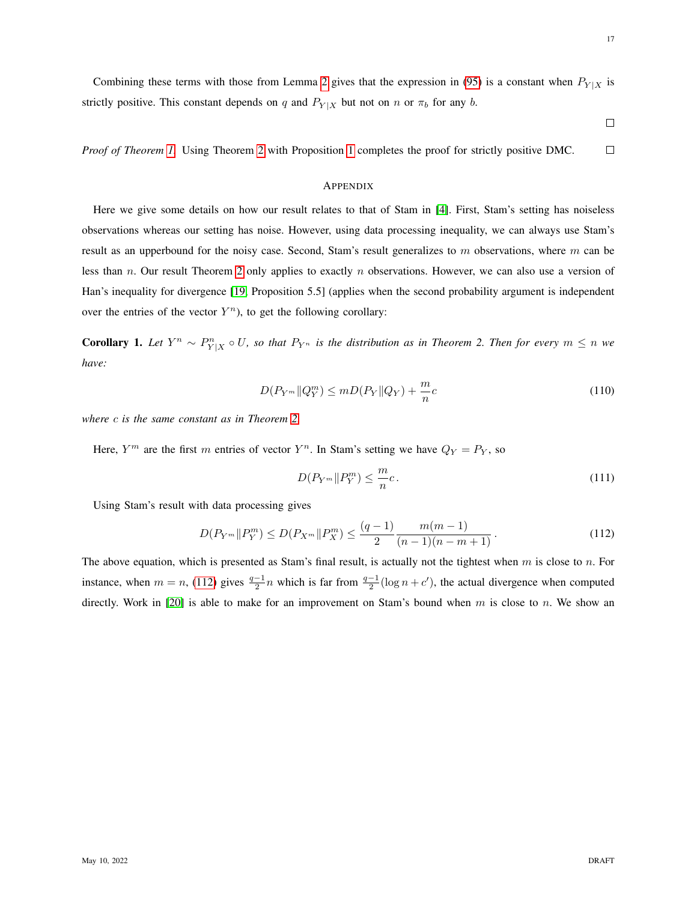Combining these terms with those from Lemma 2 gives that the expression in (95) is a constant when $P_{Y|X}$ is strictly positive. This constant depends on $q$ and $P_{Y|X}$ but not on $n$ or $\pi_b$ for any $b$.

□

*Proof of Theorem 1.* Using Theorem 2 with Proposition 1 completes the proof for strictly positive DMC. □

## APPENDIX

Here we give some details on how our result relates to that of Stam in [4]. First, Stam's setting has noiseless observations whereas our setting has noise. However, using data processing inequality, we can always use Stam's result as an upperbound for the noisy case. Second, Stam's result generalizes to $m$ observations, where $m$ can be less than $n$. Our result Theorem 2 only applies to exactly $n$ observations. However, we can also use a version of Han's inequality for divergence [19, Proposition 5.5] (applies when the second probability argument is independent over the entries of the vector $Y^n$), to get the following corollary:

**Corollary 1.** *Let $Y^n \sim P_{Y|X}^n \circ U$, so that $P_{Y^n}$ is the distribution as in Theorem 2. Then for every $m \leq n$ we have:*

$$D(P_{Y^m} \| Q_Y^m) \leq mD(P_Y \| Q_Y) + \frac{m}{n}c \tag{110}$$

*where $c$ is the same constant as in Theorem 2.*

Here, $Y^m$ are the first $m$ entries of vector $Y^n$. In Stam's setting we have $Q_Y = P_Y$, so

$$D(P_{Y^m} \| P_Y^m) \leq \frac{m}{n}c\,. \tag{111}$$

Using Stam's result with data processing gives

$$D(P_{Y^m} \| P_Y^m) \leq D(P_{X^m} \| P_X^m) \leq \frac{(q-1)}{2} \frac{m(m-1)}{(n-1)(n-m+1)}\,. \tag{112}$$

The above equation, which is presented as Stam's final result, is actually not the tightest when $m$ is close to $n$. For instance, when $m = n$, (112) gives $\frac{q-1}{2}n$ which is far from $\frac{q-1}{2}(\log n + c')$, the actual divergence when computed directly. Work in [20] is able to make for an improvement on Stam's bound when $m$ is close to $n$. We show an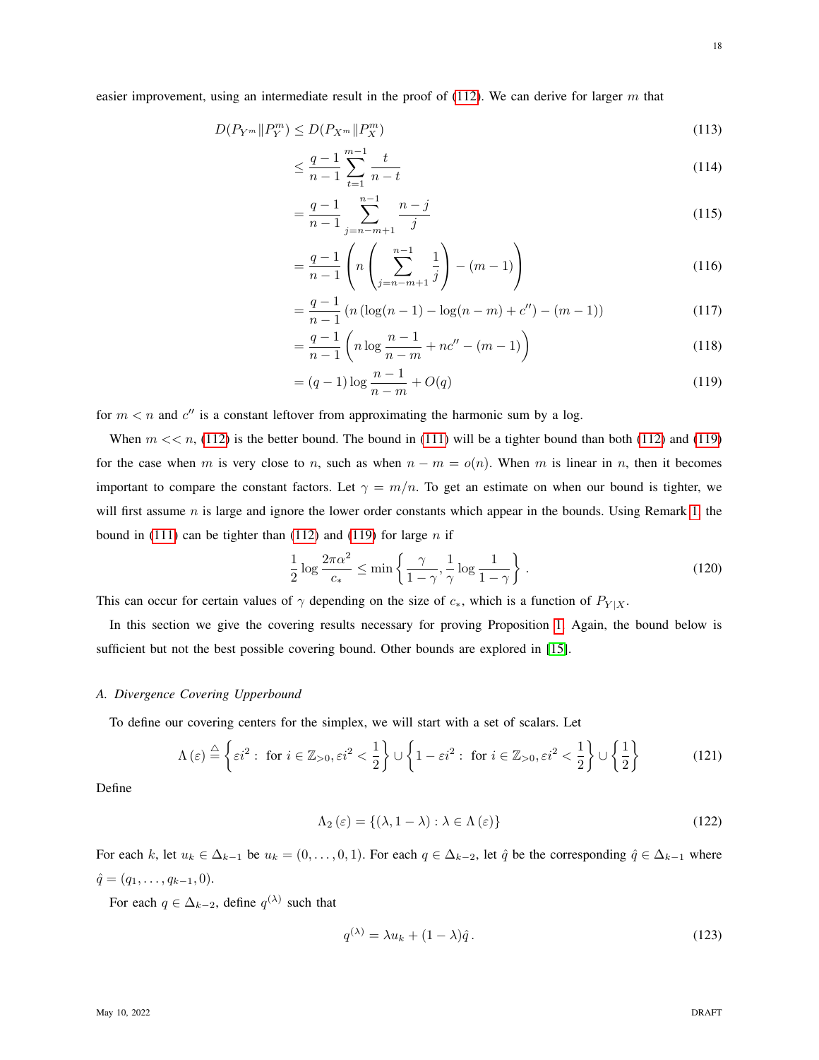easier improvement, using an intermediate result in the proof of (112). We can derive for larger $m$ that

$$
\begin{aligned}
D(P_{Y^m} \| P_Y^m) &\leq D(P_{X^m} \| P_X^m) && (113)\\
&\leq \frac{q-1}{n-1} \sum_{t=1}^{m-1} \frac{t}{n-t} && (114)\\
&= \frac{q-1}{n-1} \sum_{j=n-m+1}^{n-1} \frac{n-j}{j} && (115)\\
&= \frac{q-1}{n-1} \left( n \left( \sum_{j=n-m+1}^{n-1} \frac{1}{j} \right) - (m-1) \right) && (116)\\
&= \frac{q-1}{n-1} \left( n \left( \log(n-1) - \log(n-m) + c'' \right) - (m-1) \right) && (117)\\
&= \frac{q-1}{n-1} \left( n \log \frac{n-1}{n-m} + nc'' - (m-1) \right) && (118)\\
&= (q-1) \log \frac{n-1}{n-m} + O(q) && (119)
\end{aligned}
$$

for $m < n$ and $c''$ is a constant leftover from approximating the harmonic sum by a log.

When $m << n$, (112) is the better bound. The bound in (111) will be a tighter bound than both (112) and (119) for the case when $m$ is very close to $n$, such as when $n - m = o(n)$. When $m$ is linear in $n$, then it becomes important to compare the constant factors. Let $\gamma = m/n$. To get an estimate on when our bound is tighter, we will first assume $n$ is large and ignore the lower order constants which appear in the bounds. Using Remark 1, the bound in (111) can be tighter than (112) and (119) for large $n$ if

$$
\frac{1}{2} \log \frac{2\pi\alpha^2}{c_*} \leq \min \left\{ \frac{\gamma}{1-\gamma}, \frac{1}{\gamma} \log \frac{1}{1-\gamma} \right\} . \qquad (120)
$$

This can occur for certain values of $\gamma$ depending on the size of $c_*$, which is a function of $P_{Y|X}$.

In this section we give the covering results necessary for proving Proposition 1. Again, the bound below is sufficient but not the best possible covering bound. Other bounds are explored in [15].

### A. Divergence Covering Upperbound

To define our covering centers for the simplex, we will start with a set of scalars. Let

$$
\Lambda(\varepsilon) \triangleq \left\{ \varepsilon i^2 : \text{ for } i \in \mathbb{Z}_{>0}, \varepsilon i^2 < \frac{1}{2} \right\} \cup \left\{ 1 - \varepsilon i^2 : \text{ for } i \in \mathbb{Z}_{>0}, \varepsilon i^2 < \frac{1}{2} \right\} \cup \left\{ \frac{1}{2} \right\} \qquad (121)
$$

Define

$$
\Lambda_2(\varepsilon) = \{ (\lambda, 1 - \lambda) : \lambda \in \Lambda(\varepsilon) \} \qquad (122)
$$

For each $k$, let $u_k \in \Delta_{k-1}$ be $u_k = (0, \ldots, 0, 1)$. For each $q \in \Delta_{k-2}$, let $\hat{q}$ be the corresponding $\hat{q} \in \Delta_{k-1}$ where $\hat{q} = (q_1, \ldots, q_{k-1}, 0)$.

For each $q \in \Delta_{k-2}$, define $q^{(\lambda)}$ such that

$$
q^{(\lambda)} = \lambda u_k + (1 - \lambda) \hat{q} \, . \qquad (123)
$$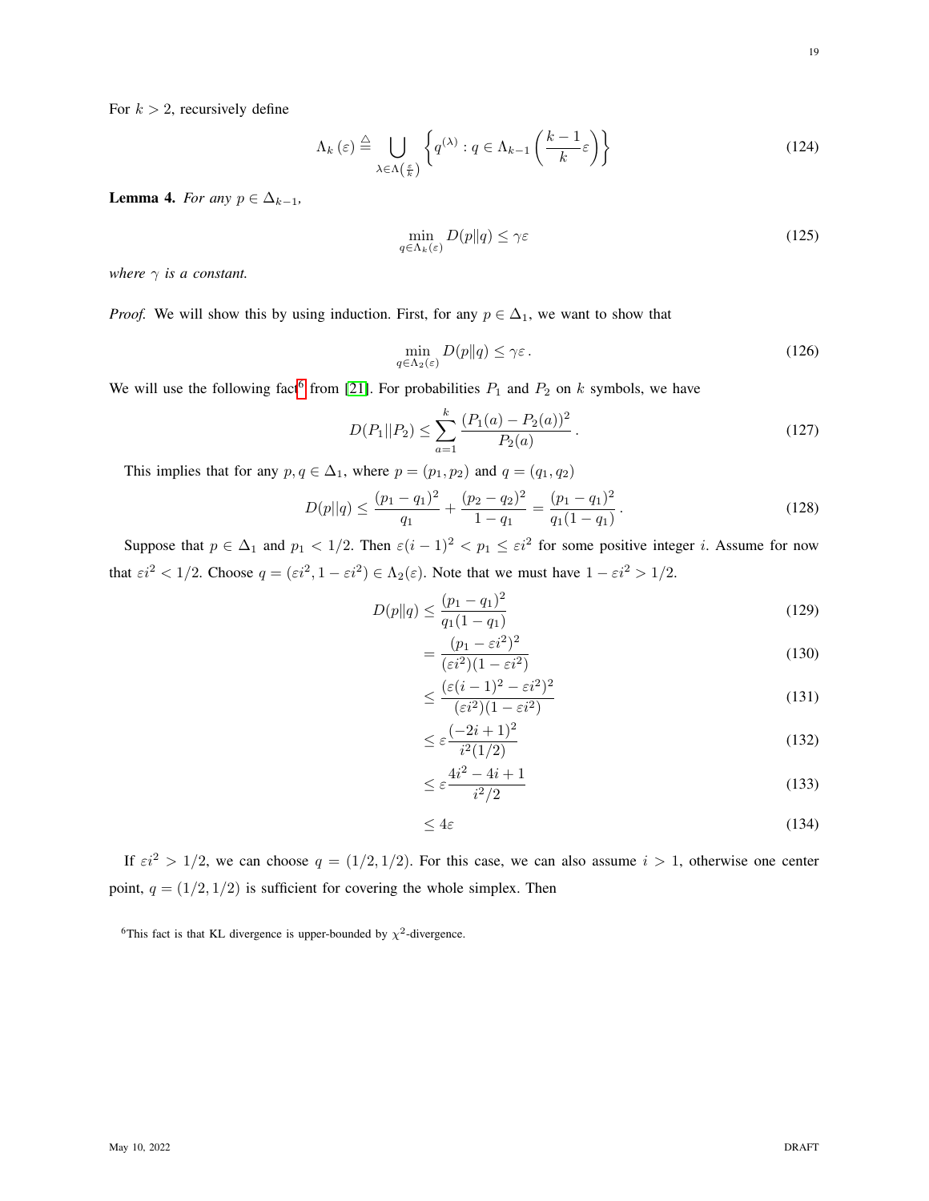For $k > 2$, recursively define

$$\Lambda_k(\varepsilon) \triangleq \bigcup_{\lambda \in \Lambda\left(\frac{\varepsilon}{k}\right)} \left\{ q^{(\lambda)} : q \in \Lambda_{k-1}\left(\frac{k-1}{k}\varepsilon\right) \right\} \tag{124}$$

**Lemma 4.** *For any $p \in \Delta_{k-1}$,*

$$\min_{q \in \Lambda_k(\varepsilon)} D(p\|q) \leq \gamma\varepsilon \tag{125}$$

*where $\gamma$ is a constant.*

*Proof.* We will show this by using induction. First, for any $p \in \Delta_1$, we want to show that

$$\min_{q \in \Lambda_2(\varepsilon)} D(p\|q) \leq \gamma\varepsilon\,. \tag{126}$$

We will use the following fact[6] from [21]. For probabilities $P_1$ and $P_2$ on $k$ symbols, we have

$$D(P_1||P_2) \leq \sum_{a=1}^{k} \frac{(P_1(a) - P_2(a))^2}{P_2(a)}\,. \tag{127}$$

This implies that for any $p, q \in \Delta_1$, where $p = (p_1, p_2)$ and $q = (q_1, q_2)$

$$D(p||q) \leq \frac{(p_1 - q_1)^2}{q_1} + \frac{(p_2 - q_2)^2}{1 - q_1} = \frac{(p_1 - q_1)^2}{q_1(1 - q_1)}\,. \tag{128}$$

Suppose that $p \in \Delta_1$ and $p_1 < 1/2$. Then $\varepsilon(i-1)^2 < p_1 \leq \varepsilon i^2$ for some positive integer $i$. Assume for now that $\varepsilon i^2 < 1/2$. Choose $q = (\varepsilon i^2, 1 - \varepsilon i^2) \in \Lambda_2(\varepsilon)$. Note that we must have $1 - \varepsilon i^2 > 1/2$.

$$\begin{aligned}
D(p\|q) &\leq \frac{(p_1 - q_1)^2}{q_1(1 - q_1)} && (129)\\
&= \frac{(p_1 - \varepsilon i^2)^2}{(\varepsilon i^2)(1 - \varepsilon i^2)} && (130)\\
&\leq \frac{(\varepsilon(i-1)^2 - \varepsilon i^2)^2}{(\varepsilon i^2)(1 - \varepsilon i^2)} && (131)\\
&\leq \varepsilon \frac{(-2i + 1)^2}{i^2(1/2)} && (132)\\
&\leq \varepsilon \frac{4i^2 - 4i + 1}{i^2/2} && (133)\\
&\leq 4\varepsilon && (134)
\end{aligned}$$

If $\varepsilon i^2 > 1/2$, we can choose $q = (1/2, 1/2)$. For this case, we can also assume $i > 1$, otherwise one center point, $q = (1/2, 1/2)$ is sufficient for covering the whole simplex. Then

[6] This fact is that KL divergence is upper-bounded by $\chi^2$-divergence.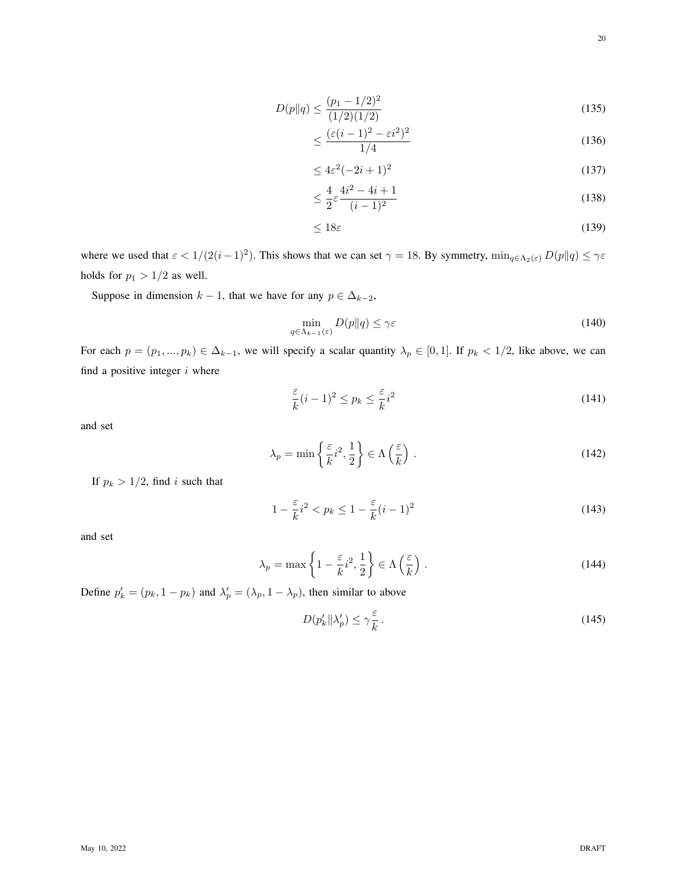$$
\begin{aligned}
D(p\|q) &\leq \frac{(p_1 - 1/2)^2}{(1/2)(1/2)} && (135)\\
&\leq \frac{(\varepsilon(i-1)^2 - \varepsilon i^2)^2}{1/4} && (136)\\
&\leq 4\varepsilon^2(-2i+1)^2 && (137)\\
&\leq \frac{4}{2}\varepsilon \frac{4i^2 - 4i + 1}{(i-1)^2} && (138)\\
&\leq 18\varepsilon && (139)
\end{aligned}
$$

where we used that $\varepsilon < 1/(2(i-1)^2)$. This shows that we can set $\gamma = 18$. By symmetry, $\min_{q \in \Lambda_2(\varepsilon)} D(p\|q) \leq \gamma\varepsilon$ holds for $p_1 > 1/2$ as well.

Suppose in dimension $k-1$, that we have for any $p \in \Delta_{k-2}$,

$$
\min_{q \in \Lambda_{k-1}(\varepsilon)} D(p\|q) \leq \gamma\varepsilon \tag{140}
$$

For each $p = (p_1, ..., p_k) \in \Delta_{k-1}$, we will specify a scalar quantity $\lambda_p \in [0, 1]$. If $p_k < 1/2$, like above, we can find a positive integer $i$ where

$$
\frac{\varepsilon}{k}(i-1)^2 \leq p_k \leq \frac{\varepsilon}{k} i^2 \tag{141}
$$

and set

$$
\lambda_p = \min\left\{\frac{\varepsilon}{k} i^2, \frac{1}{2}\right\} \in \Lambda\left(\frac{\varepsilon}{k}\right). \tag{142}
$$

If $p_k > 1/2$, find $i$ such that

$$
1 - \frac{\varepsilon}{k} i^2 < p_k \leq 1 - \frac{\varepsilon}{k}(i-1)^2 \tag{143}
$$

and set

$$
\lambda_p = \max\left\{1 - \frac{\varepsilon}{k} i^2, \frac{1}{2}\right\} \in \Lambda\left(\frac{\varepsilon}{k}\right). \tag{144}
$$

Define $p_k' = (p_k, 1 - p_k)$ and $\lambda_p' = (\lambda_p, 1 - \lambda_p)$, then similar to above

$$
D(p_k' \| \lambda_p') \leq \gamma \frac{\varepsilon}{k}. \tag{145}
$$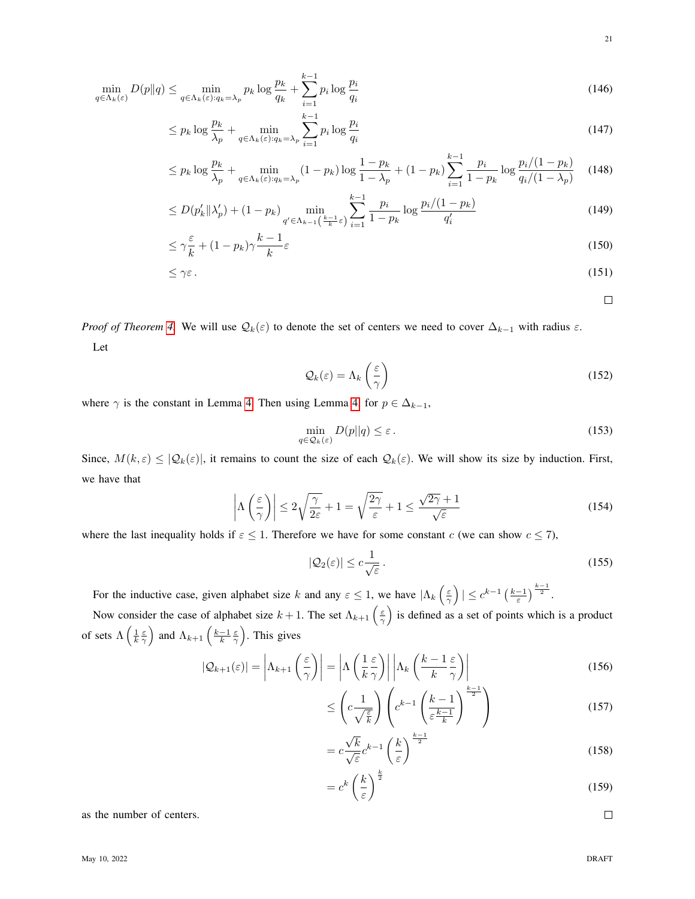$$\min_{q \in \Lambda_k(\varepsilon)} D(p\|q) \leq \min_{q \in \Lambda_k(\varepsilon): q_k = \lambda_p} p_k \log \frac{p_k}{q_k} + \sum_{i=1}^{k-1} p_i \log \frac{p_i}{q_i} \tag{146}$$

$$\leq p_k \log \frac{p_k}{\lambda_p} + \min_{q \in \Lambda_k(\varepsilon): q_k = \lambda_p} \sum_{i=1}^{k-1} p_i \log \frac{p_i}{q_i} \tag{147}$$

$$\leq p_k \log \frac{p_k}{\lambda_p} + \min_{q \in \Lambda_k(\varepsilon): q_k = \lambda_p} (1-p_k) \log \frac{1-p_k}{1-\lambda_p} + (1-p_k) \sum_{i=1}^{k-1} \frac{p_i}{1-p_k} \log \frac{p_i/(1-p_k)}{q_i/(1-\lambda_p)} \tag{148}$$

$$\leq D(p'_k \| \lambda'_p) + (1-p_k) \min_{q' \in \Lambda_{k-1}\left(\frac{k-1}{k}\varepsilon\right)} \sum_{i=1}^{k-1} \frac{p_i}{1-p_k} \log \frac{p_i/(1-p_k)}{q'_i} \tag{149}$$

$$\leq \gamma \frac{\varepsilon}{k} + (1-p_k)\gamma \frac{k-1}{k} \varepsilon \tag{150}$$

$$\leq \gamma \varepsilon \,. \tag{151}$$

□

*Proof of Theorem 4.* We will use $\mathcal{Q}_k(\varepsilon)$ to denote the set of centers we need to cover $\Delta_{k-1}$ with radius $\varepsilon$.

Let

$$\mathcal{Q}_k(\varepsilon) = \Lambda_k\left(\frac{\varepsilon}{\gamma}\right) \tag{152}$$

where $\gamma$ is the constant in Lemma 4. Then using Lemma 4 for $p \in \Delta_{k-1}$,

$$\min_{q \in \mathcal{Q}_k(\varepsilon)} D(p\|q) \leq \varepsilon \,. \tag{153}$$

Since, $M(k,\varepsilon) \leq |\mathcal{Q}_k(\varepsilon)|$, it remains to count the size of each $\mathcal{Q}_k(\varepsilon)$. We will show its size by induction. First, we have that

$$\left|\Lambda\left(\frac{\varepsilon}{\gamma}\right)\right| \leq 2\sqrt{\frac{\gamma}{2\varepsilon}} + 1 = \sqrt{\frac{2\gamma}{\varepsilon}} + 1 \leq \frac{\sqrt{2\gamma}+1}{\sqrt{\varepsilon}} \tag{154}$$

where the last inequality holds if $\varepsilon \leq 1$. Therefore we have for some constant $c$ (we can show $c \leq 7$),

$$|\mathcal{Q}_2(\varepsilon)| \leq c \frac{1}{\sqrt{\varepsilon}} \,. \tag{155}$$

For the inductive case, given alphabet size $k$ and any $\varepsilon \leq 1$, we have $|\Lambda_k\left(\frac{\varepsilon}{\gamma}\right)| \leq c^{k-1}\left(\frac{k-1}{\varepsilon}\right)^{\frac{k-1}{2}}$.

Now consider the case of alphabet size $k+1$. The set $\Lambda_{k+1}\left(\frac{\varepsilon}{\gamma}\right)$ is defined as a set of points which is a product of sets $\Lambda\left(\frac{1}{k}\frac{\varepsilon}{\gamma}\right)$ and $\Lambda_{k+1}\left(\frac{k-1}{k}\frac{\varepsilon}{\gamma}\right)$. This gives

$$|\mathcal{Q}_{k+1}(\varepsilon)| = \left|\Lambda_{k+1}\left(\frac{\varepsilon}{\gamma}\right)\right| = \left|\Lambda\left(\frac{1}{k}\frac{\varepsilon}{\gamma}\right)\right| \left|\Lambda_k\left(\frac{k-1}{k}\frac{\varepsilon}{\gamma}\right)\right| \tag{156}$$

$$\leq \left(c\frac{1}{\sqrt{\frac{\varepsilon}{k}}}\right)\left(c^{k-1}\left(\frac{k-1}{\varepsilon\frac{k-1}{k}}\right)^{\frac{k-1}{2}}\right) \tag{157}$$

$$= c\frac{\sqrt{k}}{\sqrt{\varepsilon}} c^{k-1}\left(\frac{k}{\varepsilon}\right)^{\frac{k-1}{2}} \tag{158}$$

$$= c^k \left(\frac{k}{\varepsilon}\right)^{\frac{k}{2}} \tag{159}$$

as the number of centers.

□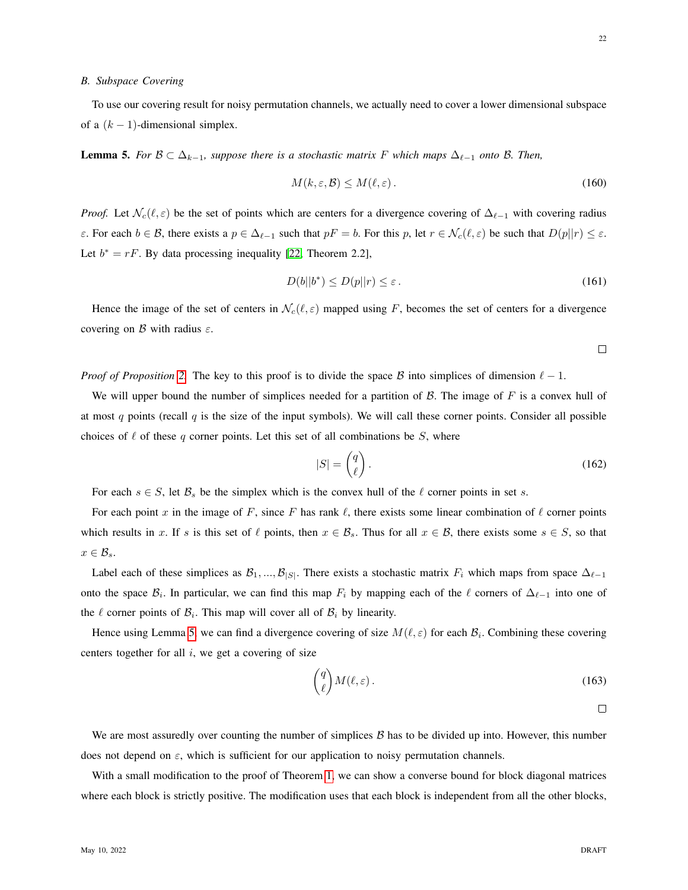### B. Subspace Covering

To use our covering result for noisy permutation channels, we actually need to cover a lower dimensional subspace of a $(k-1)$-dimensional simplex.

**Lemma 5.** *For $\mathcal{B} \subset \Delta_{k-1}$, suppose there is a stochastic matrix $F$ which maps $\Delta_{\ell-1}$ onto $\mathcal{B}$. Then,*

$$M(k, \varepsilon, \mathcal{B}) \leq M(\ell, \varepsilon) \,. \tag{160}$$

*Proof.* Let $\mathcal{N}_c(\ell, \varepsilon)$ be the set of points which are centers for a divergence covering of $\Delta_{\ell-1}$ with covering radius $\varepsilon$. For each $b \in \mathcal{B}$, there exists a $p \in \Delta_{\ell-1}$ such that $pF = b$. For this $p$, let $r \in \mathcal{N}_c(\ell, \varepsilon)$ be such that $D(p||r) \leq \varepsilon$. Let $b^* = rF$. By data processing inequality [22, Theorem 2.2],

$$D(b||b^*) \leq D(p||r) \leq \varepsilon \,. \tag{161}$$

Hence the image of the set of centers in $\mathcal{N}_c(\ell, \varepsilon)$ mapped using $F$, becomes the set of centers for a divergence covering on $\mathcal{B}$ with radius $\varepsilon$.

□

*Proof of Proposition 2.* The key to this proof is to divide the space $\mathcal{B}$ into simplices of dimension $\ell - 1$.

We will upper bound the number of simplices needed for a partition of $\mathcal{B}$. The image of $F$ is a convex hull of at most $q$ points (recall $q$ is the size of the input symbols). We will call these corner points. Consider all possible choices of $\ell$ of these $q$ corner points. Let this set of all combinations be $S$, where

$$|S| = \binom{q}{\ell} \,. \tag{162}$$

For each $s \in S$, let $\mathcal{B}_s$ be the simplex which is the convex hull of the $\ell$ corner points in set $s$.

For each point $x$ in the image of $F$, since $F$ has rank $\ell$, there exists some linear combination of $\ell$ corner points which results in $x$. If $s$ is this set of $\ell$ points, then $x \in \mathcal{B}_s$. Thus for all $x \in \mathcal{B}$, there exists some $s \in S$, so that $x \in \mathcal{B}_s$.

Label each of these simplices as $\mathcal{B}_1, ..., \mathcal{B}_{|S|}$. There exists a stochastic matrix $F_i$ which maps from space $\Delta_{\ell-1}$ onto the space $\mathcal{B}_i$. In particular, we can find this map $F_i$ by mapping each of the $\ell$ corners of $\Delta_{\ell-1}$ into one of the $\ell$ corner points of $\mathcal{B}_i$. This map will cover all of $\mathcal{B}_i$ by linearity.

Hence using Lemma 5 we can find a divergence covering of size $M(\ell, \varepsilon)$ for each $\mathcal{B}_i$. Combining these covering centers together for all $i$, we get a covering of size

$$\binom{q}{\ell} M(\ell, \varepsilon) \,. \tag{163}$$

□

We are most assuredly over counting the number of simplices $\mathcal{B}$ has to be divided up into. However, this number does not depend on $\varepsilon$, which is sufficient for our application to noisy permutation channels.

With a small modification to the proof of Theorem 1, we can show a converse bound for block diagonal matrices where each block is strictly positive. The modification uses that each block is independent from all the other blocks,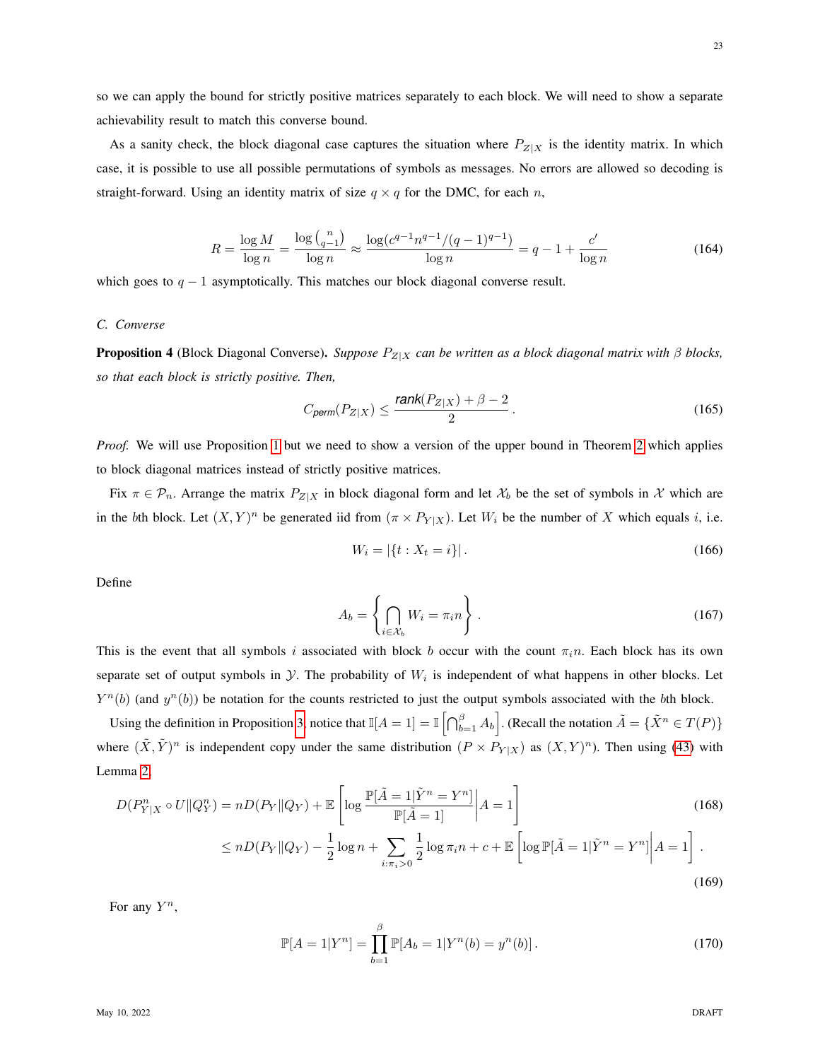so we can apply the bound for strictly positive matrices separately to each block. We will need to show a separate achievability result to match this converse bound.

As a sanity check, the block diagonal case captures the situation where $P_{Z|X}$ is the identity matrix. In which case, it is possible to use all possible permutations of symbols as messages. No errors are allowed so decoding is straight-forward. Using an identity matrix of size $q \times q$ for the DMC, for each $n$,

$$R = \frac{\log M}{\log n} = \frac{\log \binom{n}{q-1}}{\log n} \approx \frac{\log(c^{q-1}n^{q-1}/(q-1)^{q-1})}{\log n} = q - 1 + \frac{c'}{\log n} \tag{164}$$

which goes to $q-1$ asymptotically. This matches our block diagonal converse result.

### C. Converse

**Proposition 4** (Block Diagonal Converse). *Suppose $P_{Z|X}$ can be written as a block diagonal matrix with $\beta$ blocks, so that each block is strictly positive. Then,*

$$C_{perm}(P_{Z|X}) \leq \frac{\textit{rank}(P_{Z|X}) + \beta - 2}{2}. \tag{165}$$

*Proof.* We will use Proposition 1 but we need to show a version of the upper bound in Theorem 2 which applies to block diagonal matrices instead of strictly positive matrices.

Fix $\pi \in \mathcal{P}_n$. Arrange the matrix $P_{Z|X}$ in block diagonal form and let $\mathcal{X}_b$ be the set of symbols in $\mathcal{X}$ which are in the $b$th block. Let $(X,Y)^n$ be generated iid from $(\pi \times P_{Y|X})$. Let $W_i$ be the number of $X$ which equals $i$, i.e.

$$W_i = |\{t : X_t = i\}|. \tag{166}$$

Define

$$A_b = \left\{ \bigcap_{i \in \mathcal{X}_b} W_i = \pi_i n \right\}. \tag{167}$$

This is the event that all symbols $i$ associated with block $b$ occur with the count $\pi_i n$. Each block has its own separate set of output symbols in $\mathcal{Y}$. The probability of $W_i$ is independent of what happens in other blocks. Let $Y^n(b)$ (and $y^n(b)$) be notation for the counts restricted to just the output symbols associated with the $b$th block.

Using the definition in Proposition 3, notice that $\mathbb{I}[A=1] = \mathbb{I}\left[\bigcap_{b=1}^{\beta} A_b\right]$. (Recall the notation $\tilde{A} = \{\tilde{X}^n \in T(P)\}$ where $(\tilde{X},\tilde{Y})^n$ is independent copy under the same distribution $(P \times P_{Y|X})$ as $(X,Y)^n$). Then using (43) with Lemma 2,

$$\begin{aligned}
D(P^n_{Y|X} \circ U \| Q^n_Y) &= nD(P_Y\|Q_Y) + \mathbb{E}\left[\log \frac{\mathbb{P}[\tilde{A}=1|\tilde{Y}^n = Y^n]}{\mathbb{P}[\tilde{A}=1]} \middle| A = 1\right] && (168)\\
&\leq nD(P_Y\|Q_Y) - \frac{1}{2}\log n + \sum_{i:\pi_i>0} \frac{1}{2}\log \pi_i n + c + \mathbb{E}\left[\log \mathbb{P}[\tilde{A}=1|\tilde{Y}^n = Y^n] \middle| A=1\right]. && (169)
\end{aligned}$$

For any $Y^n$,

$$\mathbb{P}[A=1|Y^n] = \prod_{b=1}^{\beta} \mathbb{P}[A_b = 1|Y^n(b) = y^n(b)]. \tag{170}$$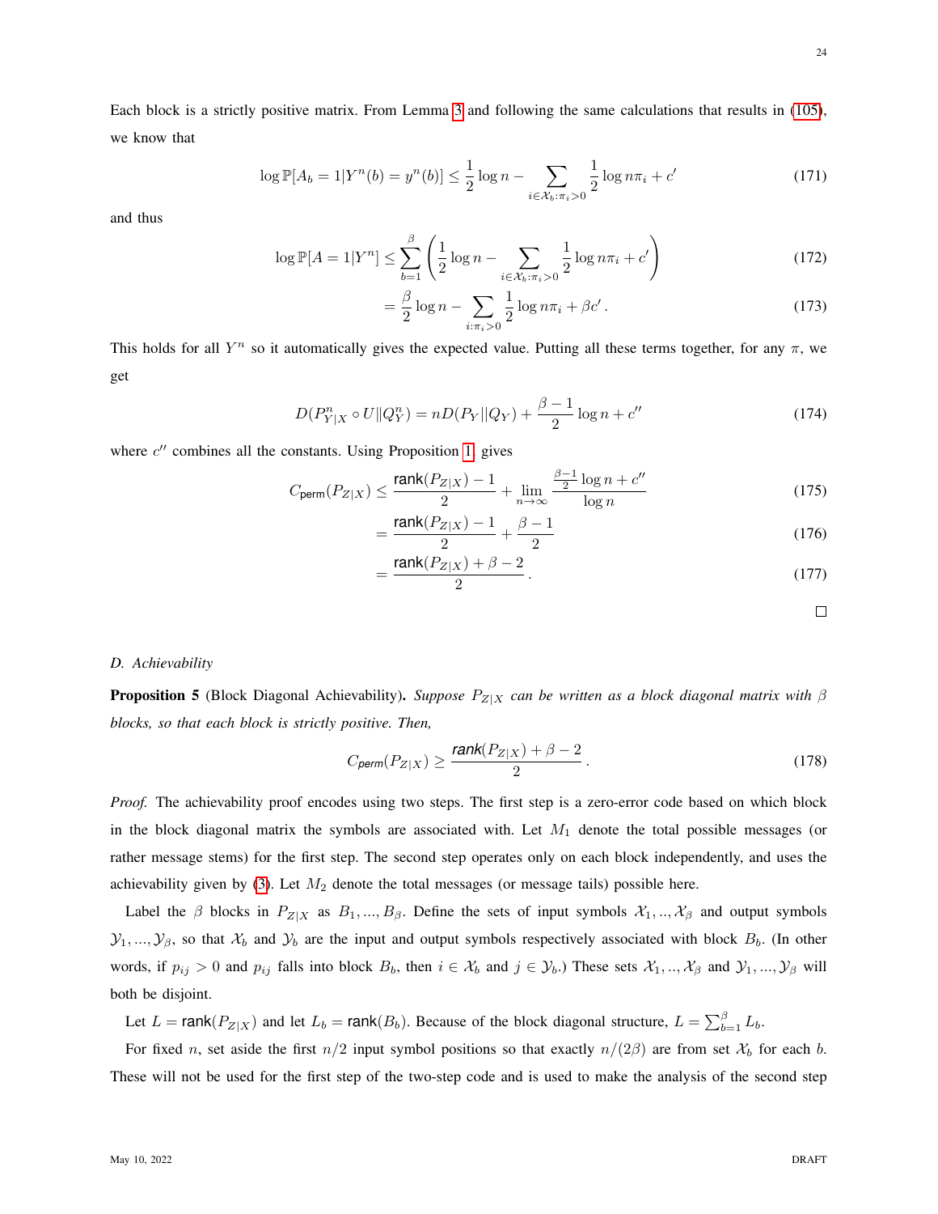Each block is a strictly positive matrix. From Lemma 3 and following the same calculations that results in (105), we know that

$$\log \mathbb{P}[A_b = 1 | Y^n(b) = y^n(b)] \leq \frac{1}{2} \log n - \sum_{i \in \mathcal{X}_b : \pi_i > 0} \frac{1}{2} \log n\pi_i + c' \tag{171}$$

and thus

$$\log \mathbb{P}[A = 1 | Y^n] \leq \sum_{b=1}^{\beta} \left( \frac{1}{2} \log n - \sum_{i \in \mathcal{X}_b : \pi_i > 0} \frac{1}{2} \log n\pi_i + c' \right) \tag{172}$$

$$= \frac{\beta}{2} \log n - \sum_{i : \pi_i > 0} \frac{1}{2} \log n\pi_i + \beta c' . \tag{173}$$

This holds for all $Y^n$ so it automatically gives the expected value. Putting all these terms together, for any $\pi$, we get

$$D(P^n_{Y|X} \circ U \| Q^n_Y) = nD(P_Y \| Q_Y) + \frac{\beta - 1}{2} \log n + c'' \tag{174}$$

where $c''$ combines all the constants. Using Proposition 1 gives

$$C_{\mathsf{perm}}(P_{Z|X}) \leq \frac{\mathsf{rank}(P_{Z|X}) - 1}{2} + \lim_{n \to \infty} \frac{\frac{\beta - 1}{2} \log n + c''}{\log n} \tag{175}$$

$$= \frac{\mathsf{rank}(P_{Z|X}) - 1}{2} + \frac{\beta - 1}{2} \tag{176}$$

$$= \frac{\mathsf{rank}(P_{Z|X}) + \beta - 2}{2} . \tag{177}$$

□

### D. Achievability

**Proposition 5** (Block Diagonal Achievability). *Suppose $P_{Z|X}$ can be written as a block diagonal matrix with $\beta$ blocks, so that each block is strictly positive. Then,*

$$C_{\mathsf{perm}}(P_{Z|X}) \geq \frac{\mathsf{rank}(P_{Z|X}) + \beta - 2}{2} . \tag{178}$$

*Proof.* The achievability proof encodes using two steps. The first step is a zero-error code based on which block in the block diagonal matrix the symbols are associated with. Let $M_1$ denote the total possible messages (or rather message stems) for the first step. The second step operates only on each block independently, and uses the achievability given by (3). Let $M_2$ denote the total messages (or message tails) possible here.

Label the $\beta$ blocks in $P_{Z|X}$ as $B_1, ..., B_\beta$. Define the sets of input symbols $\mathcal{X}_1, .., \mathcal{X}_\beta$ and output symbols $\mathcal{Y}_1, ..., \mathcal{Y}_\beta$, so that $\mathcal{X}_b$ and $\mathcal{Y}_b$ are the input and output symbols respectively associated with block $B_b$. (In other words, if $p_{ij} > 0$ and $p_{ij}$ falls into block $B_b$, then $i \in \mathcal{X}_b$ and $j \in \mathcal{Y}_b$.) These sets $\mathcal{X}_1, .., \mathcal{X}_\beta$ and $\mathcal{Y}_1, ..., \mathcal{Y}_\beta$ will both be disjoint.

Let $L = \mathsf{rank}(P_{Z|X})$ and let $L_b = \mathsf{rank}(B_b)$. Because of the block diagonal structure, $L = \sum_{b=1}^{\beta} L_b$.

For fixed $n$, set aside the first $n/2$ input symbol positions so that exactly $n/(2\beta)$ are from set $\mathcal{X}_b$ for each $b$. These will not be used for the first step of the two-step code and is used to make the analysis of the second step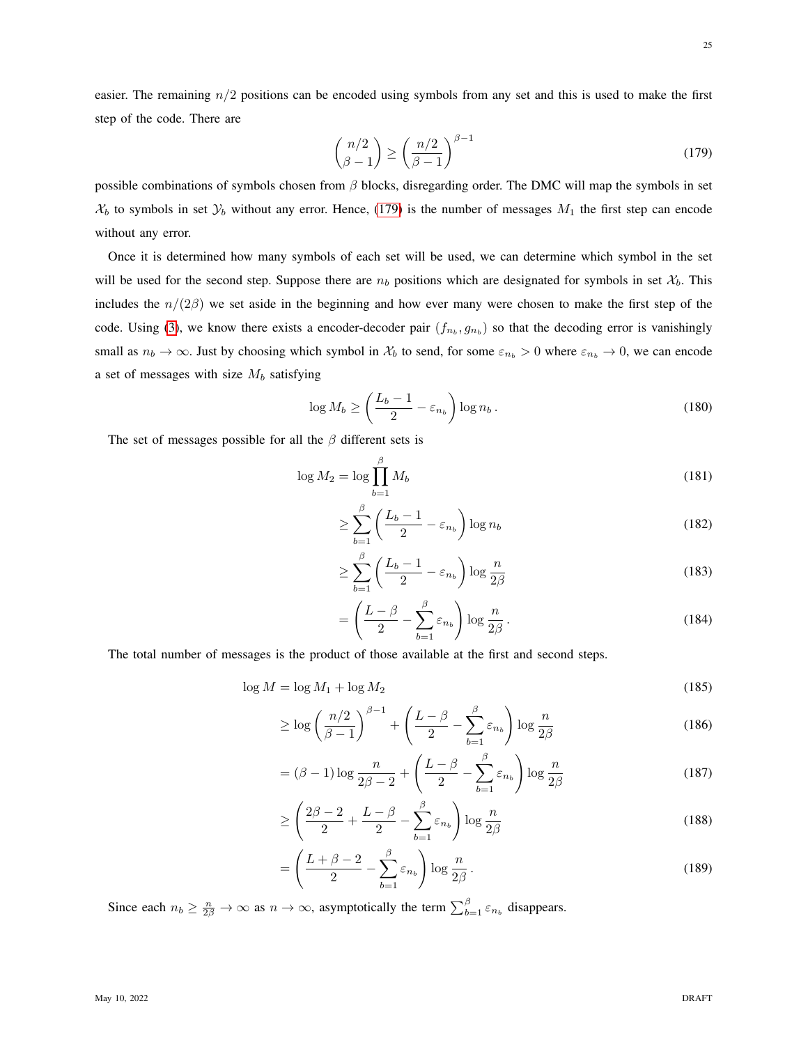easier. The remaining $n/2$ positions can be encoded using symbols from any set and this is used to make the first step of the code. There are

$$\binom{n/2}{\beta - 1} \geq \left(\frac{n/2}{\beta - 1}\right)^{\beta - 1} \tag{179}$$

possible combinations of symbols chosen from $\beta$ blocks, disregarding order. The DMC will map the symbols in set $\mathcal{X}_b$ to symbols in set $\mathcal{Y}_b$ without any error. Hence, (179) is the number of messages $M_1$ the first step can encode without any error.

Once it is determined how many symbols of each set will be used, we can determine which symbol in the set will be used for the second step. Suppose there are $n_b$ positions which are designated for symbols in set $\mathcal{X}_b$. This includes the $n/(2\beta)$ we set aside in the beginning and how ever many were chosen to make the first step of the code. Using (3), we know there exists a encoder-decoder pair $(f_{n_b}, g_{n_b})$ so that the decoding error is vanishingly small as $n_b \to \infty$. Just by choosing which symbol in $\mathcal{X}_b$ to send, for some $\varepsilon_{n_b} > 0$ where $\varepsilon_{n_b} \to 0$, we can encode a set of messages with size $M_b$ satisfying

$$\log M_b \geq \left(\frac{L_b - 1}{2} - \varepsilon_{n_b}\right) \log n_b \,. \tag{180}$$

The set of messages possible for all the $\beta$ different sets is

$$\begin{aligned}
\log M_2 &= \log \prod_{b=1}^{\beta} M_b &(181)\\
&\geq \sum_{b=1}^{\beta} \left(\frac{L_b - 1}{2} - \varepsilon_{n_b}\right) \log n_b &(182)\\
&\geq \sum_{b=1}^{\beta} \left(\frac{L_b - 1}{2} - \varepsilon_{n_b}\right) \log \frac{n}{2\beta} &(183)\\
&= \left(\frac{L - \beta}{2} - \sum_{b=1}^{\beta} \varepsilon_{n_b}\right) \log \frac{n}{2\beta} \,. &(184)
\end{aligned}$$

The total number of messages is the product of those available at the first and second steps.

$$\begin{aligned}
\log M &= \log M_1 + \log M_2 &(185)\\
&\geq \log \left(\frac{n/2}{\beta - 1}\right)^{\beta - 1} + \left(\frac{L - \beta}{2} - \sum_{b=1}^{\beta} \varepsilon_{n_b}\right) \log \frac{n}{2\beta} &(186)\\
&= (\beta - 1) \log \frac{n}{2\beta - 2} + \left(\frac{L - \beta}{2} - \sum_{b=1}^{\beta} \varepsilon_{n_b}\right) \log \frac{n}{2\beta} &(187)\\
&\geq \left(\frac{2\beta - 2}{2} + \frac{L - \beta}{2} - \sum_{b=1}^{\beta} \varepsilon_{n_b}\right) \log \frac{n}{2\beta} &(188)\\
&= \left(\frac{L + \beta - 2}{2} - \sum_{b=1}^{\beta} \varepsilon_{n_b}\right) \log \frac{n}{2\beta} \,. &(189)
\end{aligned}$$

Since each $n_b \geq \frac{n}{2\beta} \to \infty$ as $n \to \infty$, asymptotically the term $\sum_{b=1}^{\beta} \varepsilon_{n_b}$ disappears.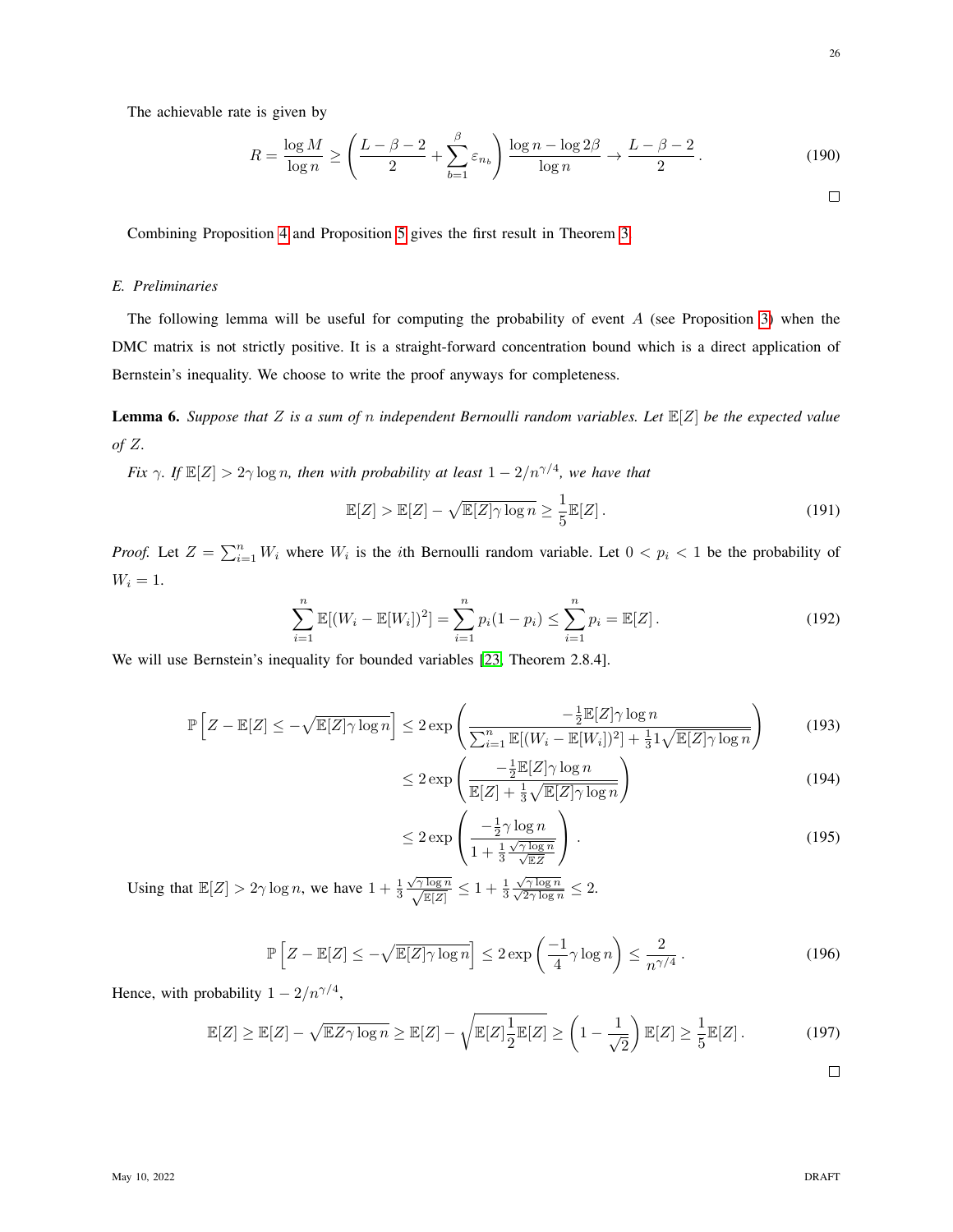The achievable rate is given by

$$R = \frac{\log M}{\log n} \geq \left( \frac{L - \beta - 2}{2} + \sum_{b=1}^{\beta} \varepsilon_{n_b} \right) \frac{\log n - \log 2\beta}{\log n} \to \frac{L - \beta - 2}{2} \,. \tag{190}$$

□

Combining Proposition 4 and Proposition 5 gives the first result in Theorem 3.

### *E. Preliminaries*

The following lemma will be useful for computing the probability of event $A$ (see Proposition 3) when the DMC matrix is not strictly positive. It is a straight-forward concentration bound which is a direct application of Bernstein's inequality. We choose to write the proof anyways for completeness.

**Lemma 6.** *Suppose that $Z$ is a sum of $n$ independent Bernoulli random variables. Let $\mathbb{E}[Z]$ be the expected value of $Z$.*

*Fix $\gamma$. If $\mathbb{E}[Z] > 2\gamma \log n$, then with probability at least $1 - 2/n^{\gamma/4}$, we have that*

$$\mathbb{E}[Z] > \mathbb{E}[Z] - \sqrt{\mathbb{E}[Z]\gamma \log n} \geq \frac{1}{5}\mathbb{E}[Z] \,. \tag{191}$$

*Proof.* Let $Z = \sum_{i=1}^{n} W_i$ where $W_i$ is the $i$th Bernoulli random variable. Let $0 < p_i < 1$ be the probability of $W_i = 1$.

$$\sum_{i=1}^{n} \mathbb{E}[(W_i - \mathbb{E}[W_i])^2] = \sum_{i=1}^{n} p_i(1 - p_i) \leq \sum_{i=1}^{n} p_i = \mathbb{E}[Z] \,. \tag{192}$$

We will use Bernstein's inequality for bounded variables [23, Theorem 2.8.4].

$$\mathbb{P}\left[ Z - \mathbb{E}[Z] \leq -\sqrt{\mathbb{E}[Z]\gamma \log n} \right] \leq 2 \exp\left( \frac{-\frac{1}{2}\mathbb{E}[Z]\gamma \log n}{\sum_{i=1}^{n} \mathbb{E}[(W_i - \mathbb{E}[W_i])^2] + \frac{1}{3} 1 \sqrt{\mathbb{E}[Z]\gamma \log n}} \right) \tag{193}$$

$$\leq 2 \exp\left( \frac{-\frac{1}{2}\mathbb{E}[Z]\gamma \log n}{\mathbb{E}[Z] + \frac{1}{3}\sqrt{\mathbb{E}[Z]\gamma \log n}} \right) \tag{194}$$

$$\leq 2 \exp\left( \frac{-\frac{1}{2}\gamma \log n}{1 + \frac{1}{3}\frac{\sqrt{\gamma \log n}}{\sqrt{\mathbb{E}Z}}} \right) . \tag{195}$$

Using that $\mathbb{E}[Z] > 2\gamma \log n$, we have $1 + \frac{1}{3}\frac{\sqrt{\gamma \log n}}{\sqrt{\mathbb{E}[Z]}} \leq 1 + \frac{1}{3}\frac{\sqrt{\gamma \log n}}{\sqrt{2\gamma \log n}} \leq 2$.

$$\mathbb{P}\left[ Z - \mathbb{E}[Z] \leq -\sqrt{\mathbb{E}[Z]\gamma \log n} \right] \leq 2 \exp\left( \frac{-1}{4}\gamma \log n \right) \leq \frac{2}{n^{\gamma/4}} \,. \tag{196}$$

Hence, with probability $1 - 2/n^{\gamma/4}$,

$$\mathbb{E}[Z] \geq \mathbb{E}[Z] - \sqrt{\mathbb{E}Z\gamma \log n} \geq \mathbb{E}[Z] - \sqrt{\mathbb{E}[Z]\frac{1}{2}\mathbb{E}[Z]} \geq \left(1 - \frac{1}{\sqrt{2}}\right)\mathbb{E}[Z] \geq \frac{1}{5}\mathbb{E}[Z] \,. \tag{197}$$

□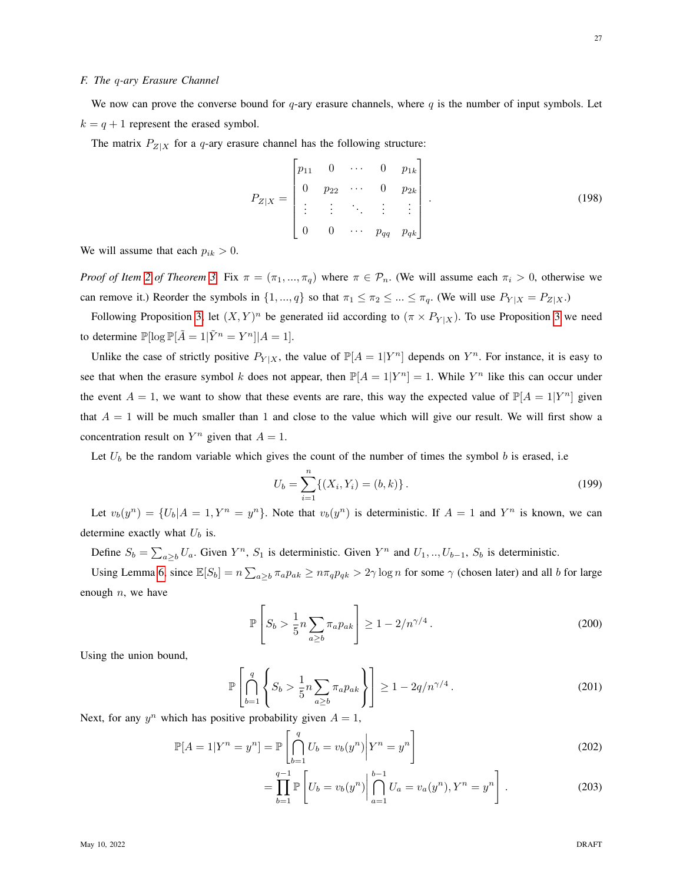### *F. The q-ary Erasure Channel*

We now can prove the converse bound for $q$-ary erasure channels, where $q$ is the number of input symbols. Let $k = q+1$ represent the erased symbol.

The matrix $P_{Z|X}$ for a $q$-ary erasure channel has the following structure:

$$P_{Z|X} = \begin{bmatrix} p_{11} & 0 & \cdots & 0 & p_{1k} \\ 0 & p_{22} & \cdots & 0 & p_{2k} \\ \vdots & \vdots & \ddots & \vdots & \vdots \\ 0 & 0 & \cdots & p_{qq} & p_{qk} \end{bmatrix}. \tag{198}$$

We will assume that each $p_{ik} > 0$.

*Proof of Item 2 of Theorem 3.* Fix $\pi = (\pi_1, ..., \pi_q)$ where $\pi \in \mathcal{P}_n$. (We will assume each $\pi_i > 0$, otherwise we can remove it.) Reorder the symbols in $\{1, ..., q\}$ so that $\pi_1 \leq \pi_2 \leq ... \leq \pi_q$. (We will use $P_{Y|X} = P_{Z|X}$.)

Following Proposition 3, let $(X,Y)^n$ be generated iid according to $(\pi \times P_{Y|X})$. To use Proposition 3 we need to determine $\mathbb{P}[\log \mathbb{P}[\tilde{A} = 1|\tilde{Y}^n = Y^n]|A = 1]$.

Unlike the case of strictly positive $P_{Y|X}$, the value of $\mathbb{P}[A = 1|Y^n]$ depends on $Y^n$. For instance, it is easy to see that when the erasure symbol $k$ does not appear, then $\mathbb{P}[A = 1|Y^n] = 1$. While $Y^n$ like this can occur under the event $A = 1$, we want to show that these events are rare, this way the expected value of $\mathbb{P}[A = 1|Y^n]$ given that $A = 1$ will be much smaller than 1 and close to the value which will give our result. We will first show a concentration result on $Y^n$ given that $A = 1$.

Let $U_b$ be the random variable which gives the count of the number of times the symbol $b$ is erased, i.e

$$U_b = \sum_{i=1}^{n} \{(X_i, Y_i) = (b, k)\}. \tag{199}$$

Let $v_b(y^n) = \{U_b | A = 1, Y^n = y^n\}$. Note that $v_b(y^n)$ is deterministic. If $A = 1$ and $Y^n$ is known, we can determine exactly what $U_b$ is.

Define $S_b = \sum_{a \geq b} U_a$. Given $Y^n$, $S_1$ is deterministic. Given $Y^n$ and $U_1, .., U_{b-1}$, $S_b$ is deterministic.

Using Lemma 6, since $\mathbb{E}[S_b] = n \sum_{a \geq b} \pi_a p_{ak} \geq n\pi_q p_{qk} > 2\gamma \log n$ for some $\gamma$ (chosen later) and all $b$ for large enough $n$, we have

$$\mathbb{P}\left[S_b > \frac{1}{5} n \sum_{a \geq b} \pi_a p_{ak}\right] \geq 1 - 2/n^{\gamma/4}. \tag{200}$$

Using the union bound,

$$\mathbb{P}\left[\bigcap_{b=1}^{q} \left\{S_b > \frac{1}{5} n \sum_{a \geq b} \pi_a p_{ak}\right\}\right] \geq 1 - 2q/n^{\gamma/4}. \tag{201}$$

Next, for any $y^n$ which has positive probability given $A = 1$,

$$\mathbb{P}[A = 1|Y^n = y^n] = \mathbb{P}\left[\bigcap_{b=1}^{q} U_b = v_b(y^n) \middle| Y^n = y^n\right] \tag{202}$$

$$= \prod_{b=1}^{q-1} \mathbb{P}\left[U_b = v_b(y^n) \middle| \bigcap_{a=1}^{b-1} U_a = v_a(y^n), Y^n = y^n\right]. \tag{203}$$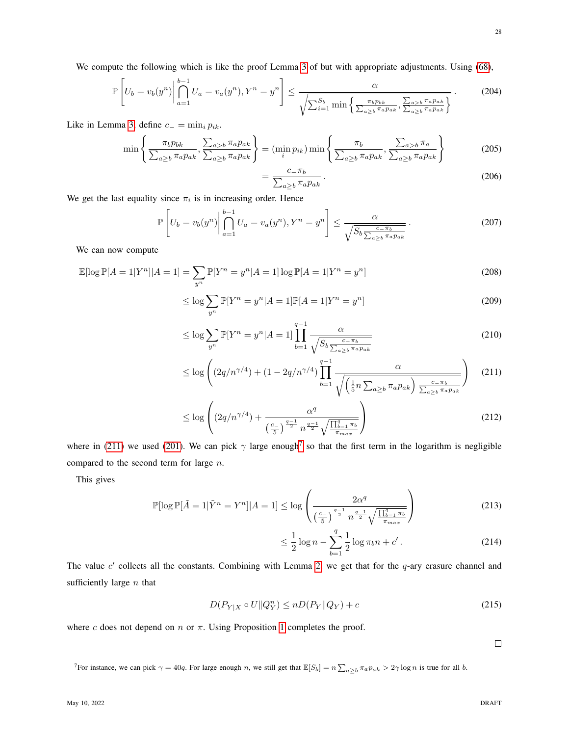We compute the following which is like the proof Lemma 3 of but with appropriate adjustments. Using (68),

$$\mathbb{P}\left[U_b = v_b(y^n) \Big| \bigcap_{a=1}^{b-1} U_a = v_a(y^n), Y^n = y^n\right] \leq \frac{\alpha}{\sqrt{\sum_{i=1}^{S_b} \min\left\{\frac{\pi_b p_{bk}}{\sum_{a\geq b}\pi_a p_{ak}}, \frac{\sum_{a>b}\pi_a p_{ak}}{\sum_{a\geq b}\pi_a p_{ak}}\right\}}}. \tag{204}$$

Like in Lemma 3, define $c_- = \min_i p_{ik}$.

$$\min\left\{\frac{\pi_b p_{bk}}{\sum_{a\geq b}\pi_a p_{ak}}, \frac{\sum_{a>b}\pi_a p_{ak}}{\sum_{a\geq b}\pi_a p_{ak}}\right\} = (\min_i p_{ik}) \min\left\{\frac{\pi_b}{\sum_{a\geq b}\pi_a p_{ak}}, \frac{\sum_{a>b}\pi_a}{\sum_{a\geq b}\pi_a p_{ak}}\right\} \tag{205}$$

$$= \frac{c_- \pi_b}{\sum_{a\geq b}\pi_a p_{ak}}. \tag{206}$$

We get the last equality since $\pi_i$ is in increasing order. Hence

$$\mathbb{P}\left[U_b = v_b(y^n) \Big| \bigcap_{a=1}^{b-1} U_a = v_a(y^n), Y^n = y^n\right] \leq \frac{\alpha}{\sqrt{S_b \frac{c_- \pi_b}{\sum_{a\geq b}\pi_a p_{ak}}}}. \tag{207}$$

We can now compute

$$\mathbb{E}[\log \mathbb{P}[A=1|Y^n]|A=1] = \sum_{y^n} \mathbb{P}[Y^n = y^n|A=1] \log \mathbb{P}[A=1|Y^n=y^n] \tag{208}$$

$$\leq \log \sum_{y^n} \mathbb{P}[Y^n = y^n|A=1]\mathbb{P}[A=1|Y^n=y^n] \tag{209}$$

$$\leq \log \sum_{y^n} \mathbb{P}[Y^n = y^n|A=1] \prod_{b=1}^{q-1} \frac{\alpha}{\sqrt{S_b \frac{c_- \pi_b}{\sum_{a\geq b}\pi_a p_{ak}}}} \tag{210}$$

$$\leq \log\left((2q/n^{\gamma/4}) + (1 - 2q/n^{\gamma/4}) \prod_{b=1}^{q-1} \frac{\alpha}{\sqrt{\left(\frac{1}{5} n \sum_{a\geq b}\pi_a p_{ak}\right) \frac{c_- \pi_b}{\sum_{a\geq b}\pi_a p_{ak}}}}\right) \tag{211}$$

$$\leq \log\left((2q/n^{\gamma/4}) + \frac{\alpha^q}{\left(\frac{c_-}{5}\right)^{\frac{q-1}{2}} n^{\frac{q-1}{2}} \sqrt{\frac{\prod_{b=1}^q \pi_b}{\pi_{max}}}}\right) \tag{212}$$

where in (211) we used (201). We can pick $\gamma$ large enough[7] so that the first term in the logarithm is negligible compared to the second term for large $n$.

This gives

$$\mathbb{P}[\log \mathbb{P}[\tilde{A}=1|\tilde{Y}^n = Y^n]|A=1] \leq \log\left(\frac{2\alpha^q}{\left(\frac{c_-}{5}\right)^{\frac{q-1}{2}} n^{\frac{q-1}{2}} \sqrt{\frac{\prod_{b=1}^q \pi_b}{\pi_{max}}}}\right) \tag{213}$$

$$\leq \frac{1}{2}\log n - \sum_{b=1}^{q} \frac{1}{2} \log \pi_b n + c'. \tag{214}$$

The value $c'$ collects all the constants. Combining with Lemma 2, we get that for the $q$-ary erasure channel and sufficiently large $n$ that

$$D(P_{Y|X} \circ U \| Q_Y^n) \leq nD(P_Y\|Q_Y) + c \tag{215}$$

where $c$ does not depend on $n$ or $\pi$. Using Proposition 1 completes the proof.

□

[7] For instance, we can pick $\gamma = 40q$. For large enough $n$, we still get that $\mathbb{E}[S_b] = n\sum_{a\geq b}\pi_a p_{ak} > 2\gamma \log n$ is true for all $b$.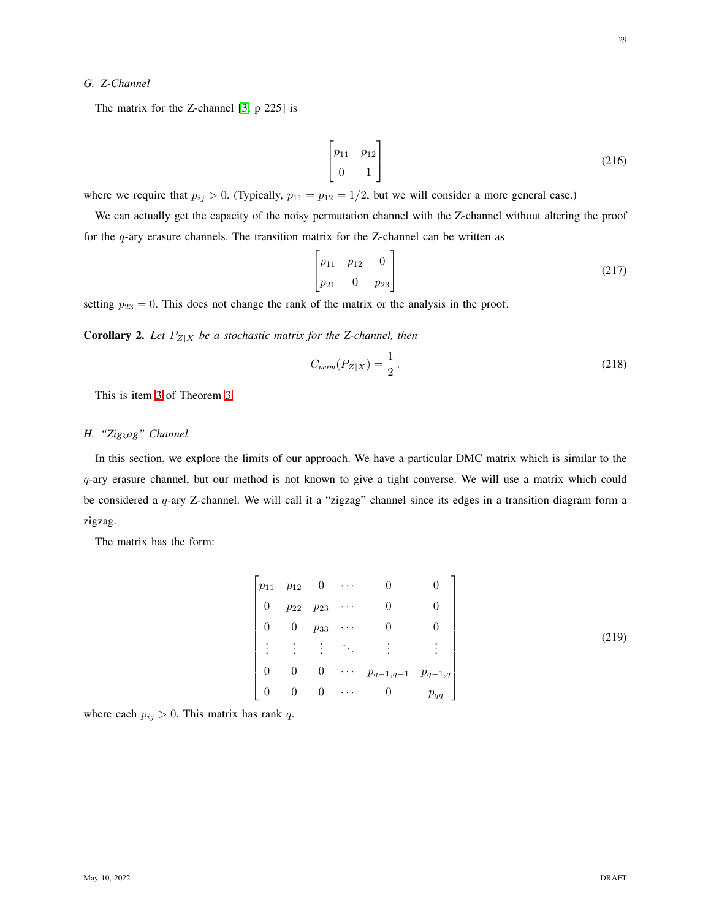### G. Z-Channel

The matrix for the Z-channel [3, p 225] is

$$\begin{bmatrix} p_{11} & p_{12} \\ 0 & 1 \end{bmatrix} \tag{216}$$

where we require that $p_{ij} > 0$. (Typically, $p_{11} = p_{12} = 1/2$, but we will consider a more general case.)

We can actually get the capacity of the noisy permutation channel with the Z-channel without altering the proof for the $q$-ary erasure channels. The transition matrix for the Z-channel can be written as

$$\begin{bmatrix} p_{11} & p_{12} & 0 \\ p_{21} & 0 & p_{23} \end{bmatrix} \tag{217}$$

setting $p_{23} = 0$. This does not change the rank of the matrix or the analysis in the proof.

**Corollary 2.** *Let $P_{Z|X}$ be a stochastic matrix for the Z-channel, then*

$$C_{perm}(P_{Z|X}) = \frac{1}{2}\,. \tag{218}$$

This is item 3 of Theorem 3.

### H. "Zigzag" Channel

In this section, we explore the limits of our approach. We have a particular DMC matrix which is similar to the $q$-ary erasure channel, but our method is not known to give a tight converse. We will use a matrix which could be considered a $q$-ary Z-channel. We will call it a "zigzag" channel since its edges in a transition diagram form a zigzag.

The matrix has the form:

$$\begin{bmatrix} p_{11} & p_{12} & 0 & \cdots & 0 & 0 \\ 0 & p_{22} & p_{23} & \cdots & 0 & 0 \\ 0 & 0 & p_{33} & \cdots & 0 & 0 \\ \vdots & \vdots & \vdots & \ddots & \vdots & \vdots \\ 0 & 0 & 0 & \cdots & p_{q-1,q-1} & p_{q-1,q} \\ 0 & 0 & 0 & \cdots & 0 & p_{qq} \end{bmatrix} \tag{219}$$

where each $p_{ij} > 0$. This matrix has rank $q$.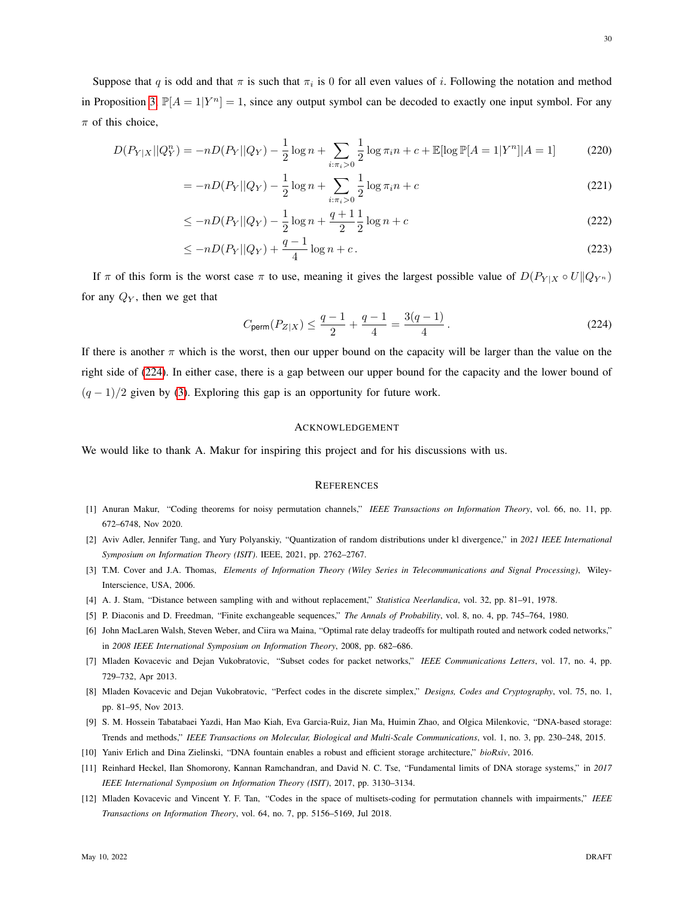Suppose that $q$ is odd and that $\pi$ is such that $\pi_i$ is 0 for all even values of $i$. Following the notation and method in Proposition 3, $\mathbb{P}[A=1|Y^n]=1$, since any output symbol can be decoded to exactly one input symbol. For any $\pi$ of this choice,

$$
\begin{aligned}
D(P_{Y|X}||Q_Y^n) &= -nD(P_Y||Q_Y) - \frac{1}{2}\log n + \sum_{i:\pi_i>0} \frac{1}{2}\log \pi_i n + c + \mathbb{E}[\log \mathbb{P}[A=1|Y^n]|A=1] && (220)\\
&= -nD(P_Y||Q_Y) - \frac{1}{2}\log n + \sum_{i:\pi_i>0} \frac{1}{2}\log \pi_i n + c && (221)\\
&\leq -nD(P_Y||Q_Y) - \frac{1}{2}\log n + \frac{q+1}{2}\frac{1}{2}\log n + c && (222)\\
&\leq -nD(P_Y||Q_Y) + \frac{q-1}{4}\log n + c\,. && (223)
\end{aligned}
$$

If $\pi$ of this form is the worst case $\pi$ to use, meaning it gives the largest possible value of $D(P_{Y|X}\circ U\|Q_{Y^n})$ for any $Q_Y$, then we get that

$$
C_{\mathsf{perm}}(P_{Z|X}) \leq \frac{q-1}{2} + \frac{q-1}{4} = \frac{3(q-1)}{4}\,. \tag{224}
$$

If there is another $\pi$ which is the worst, then our upper bound on the capacity will be larger than the value on the right side of (224). In either case, there is a gap between our upper bound for the capacity and the lower bound of $(q-1)/2$ given by (3). Exploring this gap is an opportunity for future work.

## Acknowledgement

We would like to thank A. Makur for inspiring this project and for his discussions with us.

## References

[1] Anuran Makur, "Coding theorems for noisy permutation channels," *IEEE Transactions on Information Theory*, vol. 66, no. 11, pp. 672–6748, Nov 2020.

[2] Aviv Adler, Jennifer Tang, and Yury Polyanskiy, "Quantization of random distributions under kl divergence," in *2021 IEEE International Symposium on Information Theory (ISIT)*. IEEE, 2021, pp. 2762–2767.

[3] T.M. Cover and J.A. Thomas, *Elements of Information Theory (Wiley Series in Telecommunications and Signal Processing)*, Wiley-Interscience, USA, 2006.

[4] A. J. Stam, "Distance between sampling with and without replacement," *Statistica Neerlandica*, vol. 32, pp. 81–91, 1978.

[5] P. Diaconis and D. Freedman, "Finite exchangeable sequences," *The Annals of Probability*, vol. 8, no. 4, pp. 745–764, 1980.

[6] John MacLaren Walsh, Steven Weber, and Ciira wa Maina, "Optimal rate delay tradeoffs for multipath routed and network coded networks," in *2008 IEEE International Symposium on Information Theory*, 2008, pp. 682–686.

[7] Mladen Kovacevic and Dejan Vukobratovic, "Subset codes for packet networks," *IEEE Communications Letters*, vol. 17, no. 4, pp. 729–732, Apr 2013.

[8] Mladen Kovacevic and Dejan Vukobratovic, "Perfect codes in the discrete simplex," *Designs, Codes and Cryptography*, vol. 75, no. 1, pp. 81–95, Nov 2013.

[9] S. M. Hossein Tabatabaei Yazdi, Han Mao Kiah, Eva Garcia-Ruiz, Jian Ma, Huimin Zhao, and Olgica Milenkovic, "DNA-based storage: Trends and methods," *IEEE Transactions on Molecular, Biological and Multi-Scale Communications*, vol. 1, no. 3, pp. 230–248, 2015.

[10] Yaniv Erlich and Dina Zielinski, "DNA fountain enables a robust and efficient storage architecture," *bioRxiv*, 2016.

[11] Reinhard Heckel, Ilan Shomorony, Kannan Ramchandran, and David N. C. Tse, "Fundamental limits of DNA storage systems," in *2017 IEEE International Symposium on Information Theory (ISIT)*, 2017, pp. 3130–3134.

[12] Mladen Kovacevic and Vincent Y. F. Tan, "Codes in the space of multisets-coding for permutation channels with impairments," *IEEE Transactions on Information Theory*, vol. 64, no. 7, pp. 5156–5169, Jul 2018.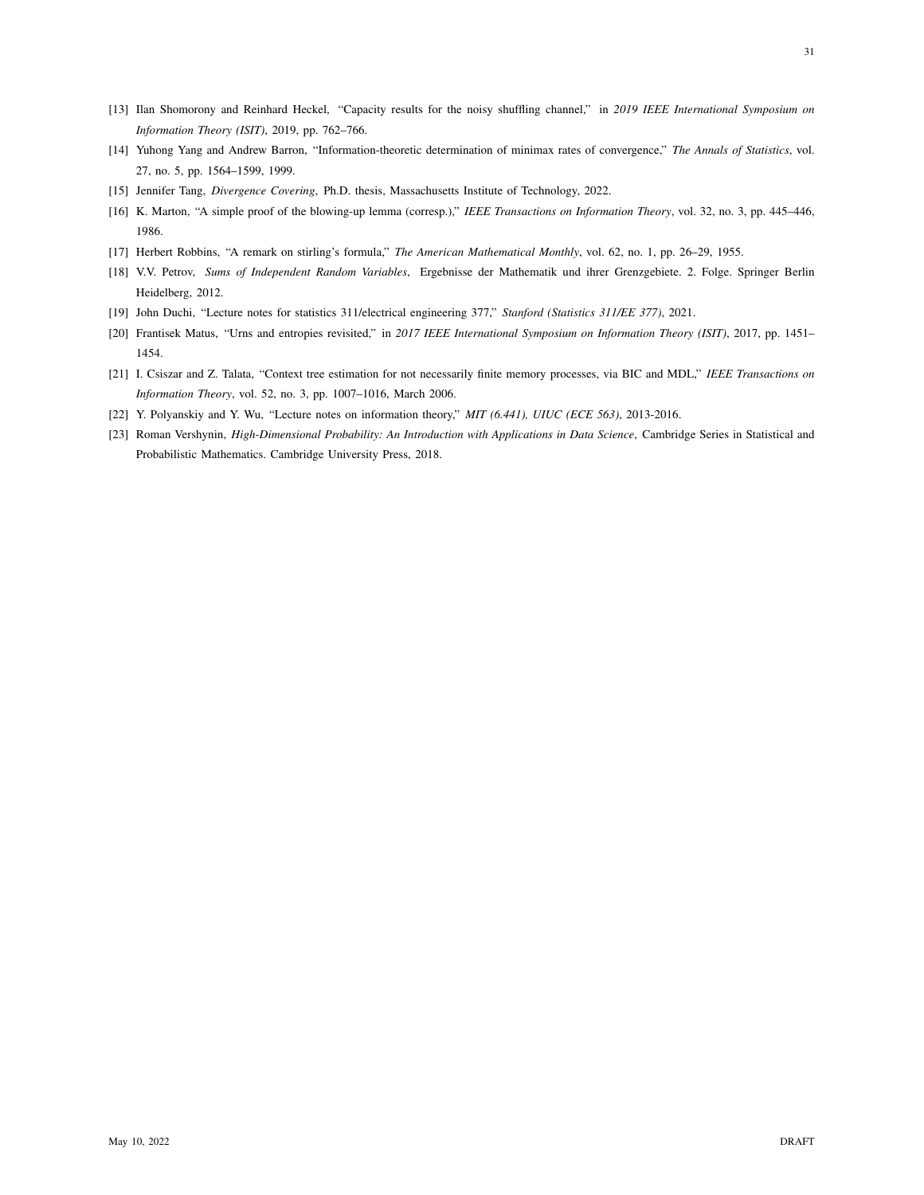[13] Ilan Shomorony and Reinhard Heckel, "Capacity results for the noisy shuffling channel," in *2019 IEEE International Symposium on Information Theory (ISIT)*, 2019, pp. 762–766.

[14] Yuhong Yang and Andrew Barron, "Information-theoretic determination of minimax rates of convergence," *The Annals of Statistics*, vol. 27, no. 5, pp. 1564–1599, 1999.

[15] Jennifer Tang, *Divergence Covering*, Ph.D. thesis, Massachusetts Institute of Technology, 2022.

[16] K. Marton, "A simple proof of the blowing-up lemma (corresp.)," *IEEE Transactions on Information Theory*, vol. 32, no. 3, pp. 445–446, 1986.

[17] Herbert Robbins, "A remark on stirling's formula," *The American Mathematical Monthly*, vol. 62, no. 1, pp. 26–29, 1955.

[18] V.V. Petrov, *Sums of Independent Random Variables*, Ergebnisse der Mathematik und ihrer Grenzgebiete. 2. Folge. Springer Berlin Heidelberg, 2012.

[19] John Duchi, "Lecture notes for statistics 311/electrical engineering 377," *Stanford (Statistics 311/EE 377)*, 2021.

[20] Frantisek Matus, "Urns and entropies revisited," in *2017 IEEE International Symposium on Information Theory (ISIT)*, 2017, pp. 1451–1454.

[21] I. Csiszar and Z. Talata, "Context tree estimation for not necessarily finite memory processes, via BIC and MDL," *IEEE Transactions on Information Theory*, vol. 52, no. 3, pp. 1007–1016, March 2006.

[22] Y. Polyanskiy and Y. Wu, "Lecture notes on information theory," *MIT (6.441), UIUC (ECE 563)*, 2013-2016.

[23] Roman Vershynin, *High-Dimensional Probability: An Introduction with Applications in Data Science*, Cambridge Series in Statistical and Probabilistic Mathematics. Cambridge University Press, 2018.